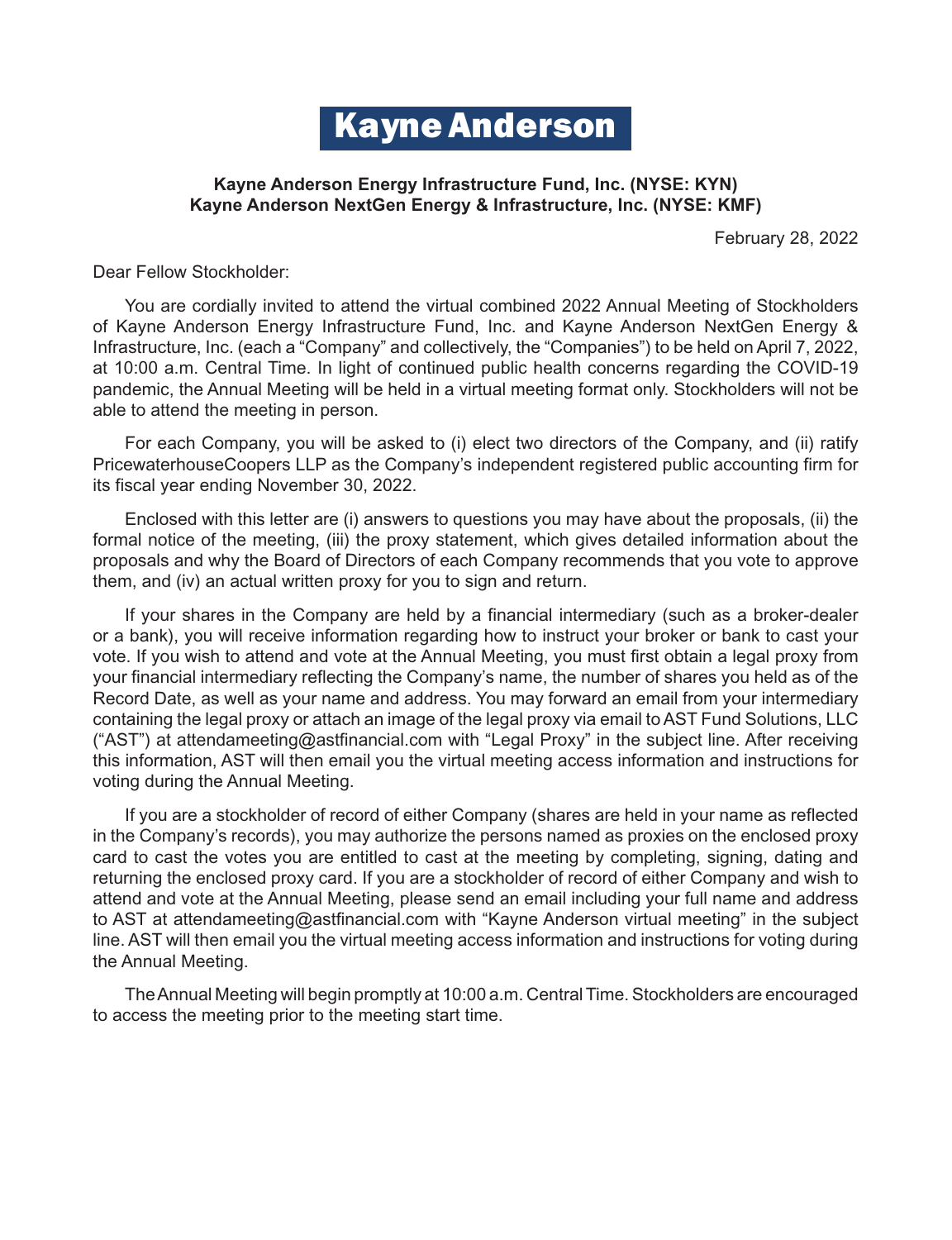# Kayne Anderson

**Kayne Anderson Energy Infrastructure Fund, Inc. (NYSE: KYN)**
**Kayne Anderson NextGen Energy & Infrastructure, Inc. (NYSE: KMF)**

February 28, 2022

Dear Fellow Stockholder:

You are cordially invited to attend the virtual combined 2022 Annual Meeting of Stockholders of Kayne Anderson Energy Infrastructure Fund, Inc. and Kayne Anderson NextGen Energy & Infrastructure, Inc. (each a "Company" and collectively, the "Companies") to be held on April 7, 2022, at 10:00 a.m. Central Time. In light of continued public health concerns regarding the COVID-19 pandemic, the Annual Meeting will be held in a virtual meeting format only. Stockholders will not be able to attend the meeting in person.

For each Company, you will be asked to (i) elect two directors of the Company, and (ii) ratify PricewaterhouseCoopers LLP as the Company's independent registered public accounting firm for its fiscal year ending November 30, 2022.

Enclosed with this letter are (i) answers to questions you may have about the proposals, (ii) the formal notice of the meeting, (iii) the proxy statement, which gives detailed information about the proposals and why the Board of Directors of each Company recommends that you vote to approve them, and (iv) an actual written proxy for you to sign and return.

If your shares in the Company are held by a financial intermediary (such as a broker-dealer or a bank), you will receive information regarding how to instruct your broker or bank to cast your vote. If you wish to attend and vote at the Annual Meeting, you must first obtain a legal proxy from your financial intermediary reflecting the Company's name, the number of shares you held as of the Record Date, as well as your name and address. You may forward an email from your intermediary containing the legal proxy or attach an image of the legal proxy via email to AST Fund Solutions, LLC ("AST") at attendameeting@astfinancial.com with "Legal Proxy" in the subject line. After receiving this information, AST will then email you the virtual meeting access information and instructions for voting during the Annual Meeting.

If you are a stockholder of record of either Company (shares are held in your name as reflected in the Company's records), you may authorize the persons named as proxies on the enclosed proxy card to cast the votes you are entitled to cast at the meeting by completing, signing, dating and returning the enclosed proxy card. If you are a stockholder of record of either Company and wish to attend and vote at the Annual Meeting, please send an email including your full name and address to AST at attendameeting@astfinancial.com with "Kayne Anderson virtual meeting" in the subject line. AST will then email you the virtual meeting access information and instructions for voting during the Annual Meeting.

The Annual Meeting will begin promptly at 10:00 a.m. Central Time. Stockholders are encouraged to access the meeting prior to the meeting start time.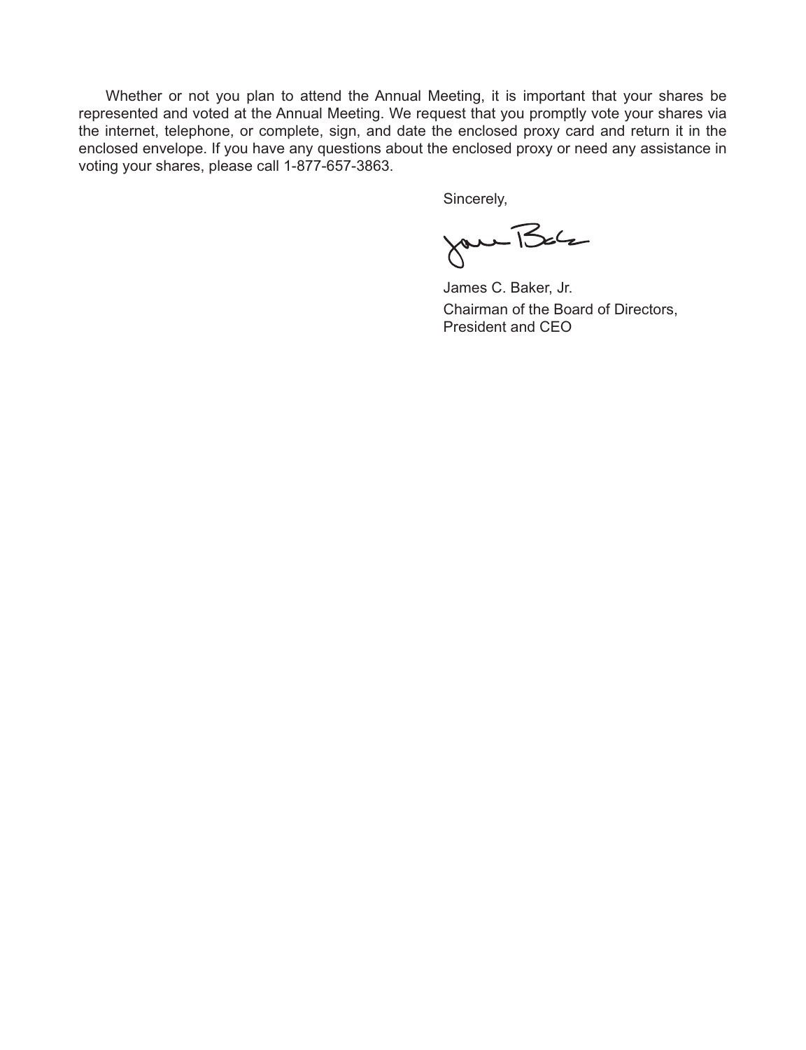Whether or not you plan to attend the Annual Meeting, it is important that your shares be represented and voted at the Annual Meeting. We request that you promptly vote your shares via the internet, telephone, or complete, sign, and date the enclosed proxy card and return it in the enclosed envelope. If you have any questions about the enclosed proxy or need any assistance in voting your shares, please call 1-877-657-3863.

Sincerely,

James C. Baker, Jr.
Chairman of the Board of Directors,
President and CEO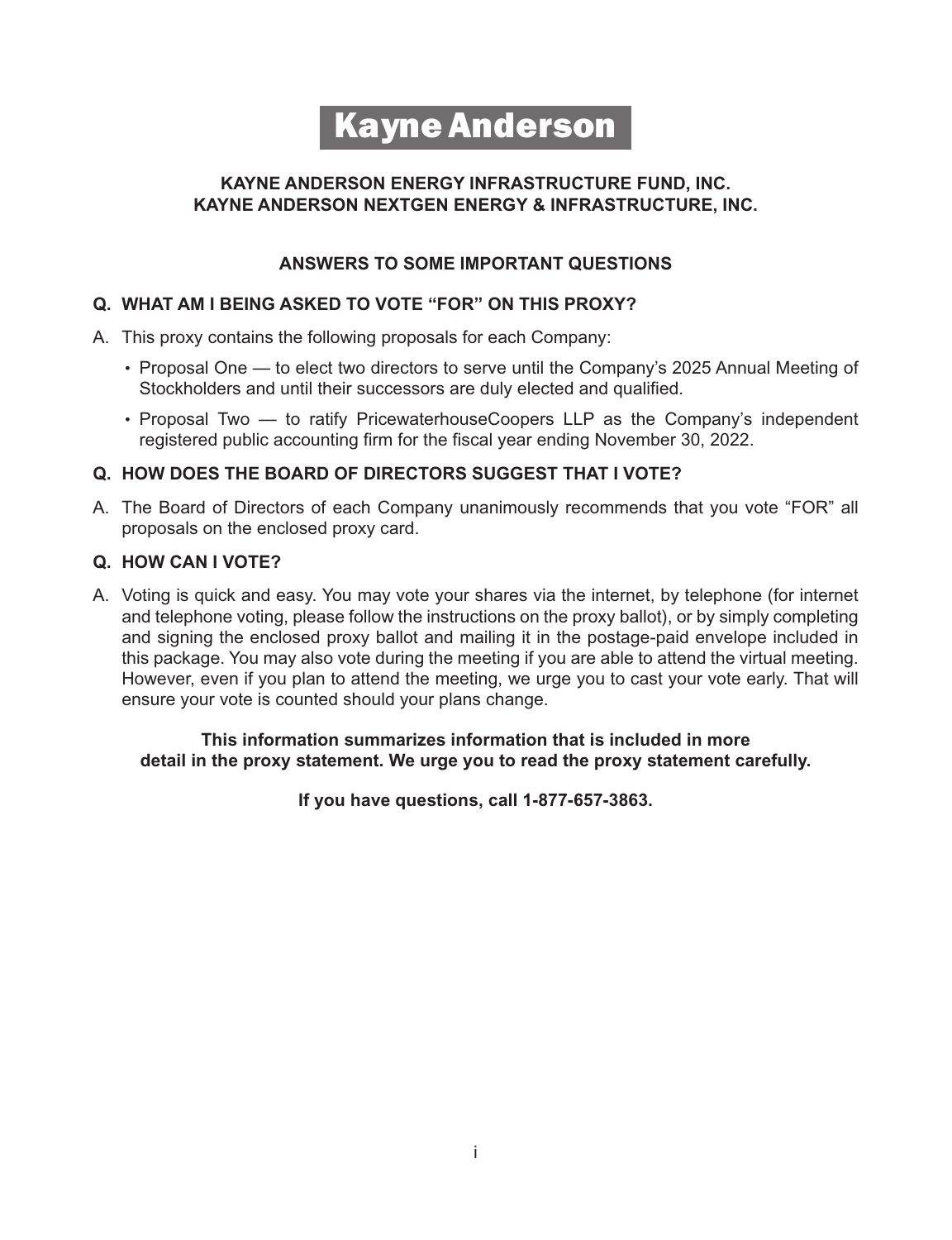# Kayne Anderson

**KAYNE ANDERSON ENERGY INFRASTRUCTURE FUND, INC.**
**KAYNE ANDERSON NEXTGEN ENERGY & INFRASTRUCTURE, INC.**

## ANSWERS TO SOME IMPORTANT QUESTIONS

### Q. WHAT AM I BEING ASKED TO VOTE "FOR" ON THIS PROXY?

A. This proxy contains the following proposals for each Company:

- Proposal One — to elect two directors to serve until the Company's 2025 Annual Meeting of Stockholders and until their successors are duly elected and qualified.
- Proposal Two — to ratify PricewaterhouseCoopers LLP as the Company's independent registered public accounting firm for the fiscal year ending November 30, 2022.

### Q. HOW DOES THE BOARD OF DIRECTORS SUGGEST THAT I VOTE?

A. The Board of Directors of each Company unanimously recommends that you vote "FOR" all proposals on the enclosed proxy card.

### Q. HOW CAN I VOTE?

A. Voting is quick and easy. You may vote your shares via the internet, by telephone (for internet and telephone voting, please follow the instructions on the proxy ballot), or by simply completing and signing the enclosed proxy ballot and mailing it in the postage-paid envelope included in this package. You may also vote during the meeting if you are able to attend the virtual meeting. However, even if you plan to attend the meeting, we urge you to cast your vote early. That will ensure your vote is counted should your plans change.

**This information summarizes information that is included in more detail in the proxy statement. We urge you to read the proxy statement carefully.**

**If you have questions, call 1-877-657-3863.**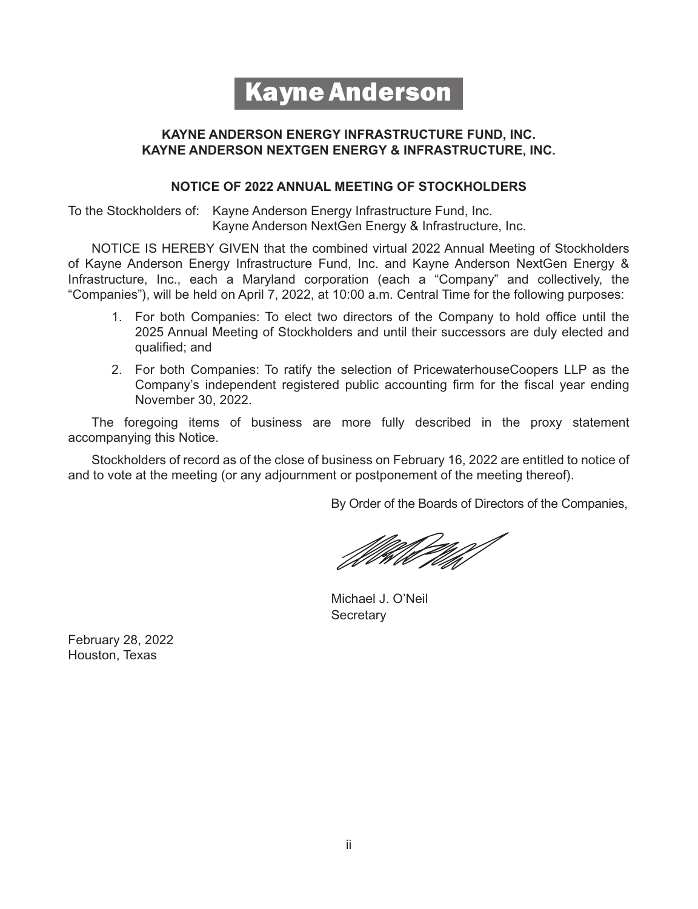# Kayne Anderson

**KAYNE ANDERSON ENERGY INFRASTRUCTURE FUND, INC.**
**KAYNE ANDERSON NEXTGEN ENERGY & INFRASTRUCTURE, INC.**

## NOTICE OF 2022 ANNUAL MEETING OF STOCKHOLDERS

To the Stockholders of: Kayne Anderson Energy Infrastructure Fund, Inc.
Kayne Anderson NextGen Energy & Infrastructure, Inc.

NOTICE IS HEREBY GIVEN that the combined virtual 2022 Annual Meeting of Stockholders of Kayne Anderson Energy Infrastructure Fund, Inc. and Kayne Anderson NextGen Energy & Infrastructure, Inc., each a Maryland corporation (each a "Company" and collectively, the "Companies"), will be held on April 7, 2022, at 10:00 a.m. Central Time for the following purposes:

1. For both Companies: To elect two directors of the Company to hold office until the 2025 Annual Meeting of Stockholders and until their successors are duly elected and qualified; and
2. For both Companies: To ratify the selection of PricewaterhouseCoopers LLP as the Company's independent registered public accounting firm for the fiscal year ending November 30, 2022.

The foregoing items of business are more fully described in the proxy statement accompanying this Notice.

Stockholders of record as of the close of business on February 16, 2022 are entitled to notice of and to vote at the meeting (or any adjournment or postponement of the meeting thereof).

By Order of the Boards of Directors of the Companies,

Michael J. O'Neil
Secretary

February 28, 2022
Houston, Texas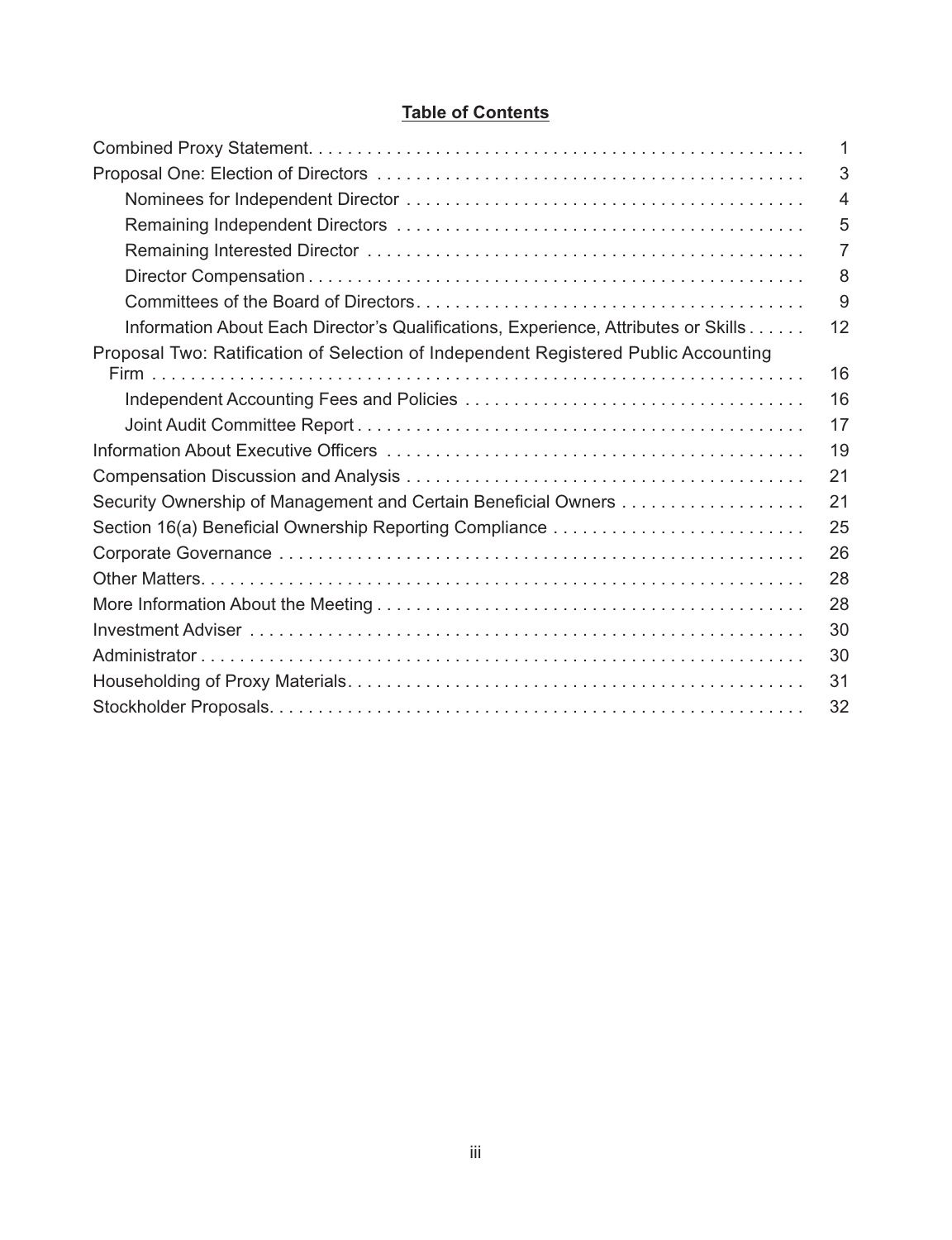## Table of Contents

| | |
|---|---|
| Combined Proxy Statement | 1 |
| Proposal One: Election of Directors | 3 |
| Nominees for Independent Director | 4 |
| Remaining Independent Directors | 5 |
| Remaining Interested Director | 7 |
| Director Compensation | 8 |
| Committees of the Board of Directors | 9 |
| Information About Each Director's Qualifications, Experience, Attributes or Skills | 12 |
| Proposal Two: Ratification of Selection of Independent Registered Public Accounting Firm | 16 |
| Independent Accounting Fees and Policies | 16 |
| Joint Audit Committee Report | 17 |
| Information About Executive Officers | 19 |
| Compensation Discussion and Analysis | 21 |
| Security Ownership of Management and Certain Beneficial Owners | 21 |
| Section 16(a) Beneficial Ownership Reporting Compliance | 25 |
| Corporate Governance | 26 |
| Other Matters | 28 |
| More Information About the Meeting | 28 |
| Investment Adviser | 30 |
| Administrator | 30 |
| Householding of Proxy Materials | 31 |
| Stockholder Proposals | 32 |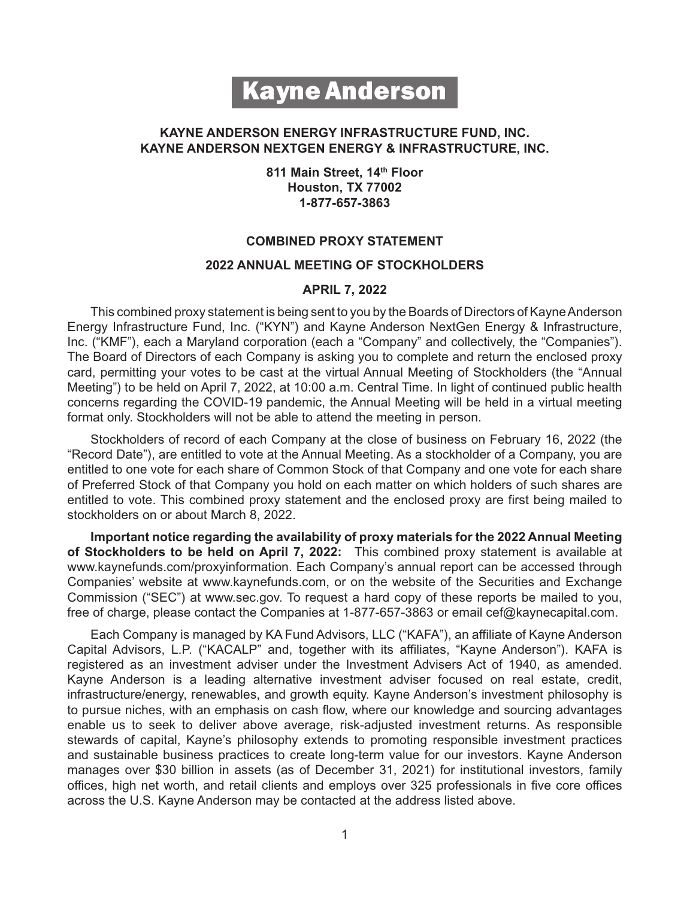# Kayne Anderson

**KAYNE ANDERSON ENERGY INFRASTRUCTURE FUND, INC.**
**KAYNE ANDERSON NEXTGEN ENERGY & INFRASTRUCTURE, INC.**

**811 Main Street, 14th Floor**
**Houston, TX 77002**
**1-877-657-3863**

**COMBINED PROXY STATEMENT**

**2022 ANNUAL MEETING OF STOCKHOLDERS**

**APRIL 7, 2022**

This combined proxy statement is being sent to you by the Boards of Directors of Kayne Anderson Energy Infrastructure Fund, Inc. ("KYN") and Kayne Anderson NextGen Energy & Infrastructure, Inc. ("KMF"), each a Maryland corporation (each a "Company" and collectively, the "Companies"). The Board of Directors of each Company is asking you to complete and return the enclosed proxy card, permitting your votes to be cast at the virtual Annual Meeting of Stockholders (the "Annual Meeting") to be held on April 7, 2022, at 10:00 a.m. Central Time. In light of continued public health concerns regarding the COVID-19 pandemic, the Annual Meeting will be held in a virtual meeting format only. Stockholders will not be able to attend the meeting in person.

Stockholders of record of each Company at the close of business on February 16, 2022 (the "Record Date"), are entitled to vote at the Annual Meeting. As a stockholder of a Company, you are entitled to one vote for each share of Common Stock of that Company and one vote for each share of Preferred Stock of that Company you hold on each matter on which holders of such shares are entitled to vote. This combined proxy statement and the enclosed proxy are first being mailed to stockholders on or about March 8, 2022.

**Important notice regarding the availability of proxy materials for the 2022 Annual Meeting of Stockholders to be held on April 7, 2022:** This combined proxy statement is available at www.kaynefunds.com/proxyinformation. Each Company's annual report can be accessed through Companies' website at www.kaynefunds.com, or on the website of the Securities and Exchange Commission ("SEC") at www.sec.gov. To request a hard copy of these reports be mailed to you, free of charge, please contact the Companies at 1-877-657-3863 or email cef@kaynecapital.com.

Each Company is managed by KA Fund Advisors, LLC ("KAFA"), an affiliate of Kayne Anderson Capital Advisors, L.P. ("KACALP" and, together with its affiliates, "Kayne Anderson"). KAFA is registered as an investment adviser under the Investment Advisers Act of 1940, as amended. Kayne Anderson is a leading alternative investment adviser focused on real estate, credit, infrastructure/energy, renewables, and growth equity. Kayne Anderson's investment philosophy is to pursue niches, with an emphasis on cash flow, where our knowledge and sourcing advantages enable us to seek to deliver above average, risk-adjusted investment returns. As responsible stewards of capital, Kayne's philosophy extends to promoting responsible investment practices and sustainable business practices to create long-term value for our investors. Kayne Anderson manages over $30 billion in assets (as of December 31, 2021) for institutional investors, family offices, high net worth, and retail clients and employs over 325 professionals in five core offices across the U.S. Kayne Anderson may be contacted at the address listed above.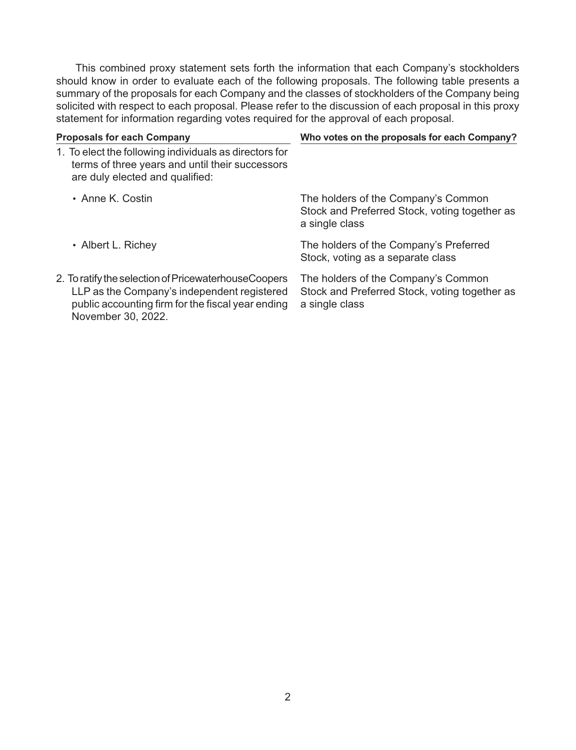This combined proxy statement sets forth the information that each Company's stockholders should know in order to evaluate each of the following proposals. The following table presents a summary of the proposals for each Company and the classes of stockholders of the Company being solicited with respect to each proposal. Please refer to the discussion of each proposal in this proxy statement for information regarding votes required for the approval of each proposal.

| Proposals for each Company | Who votes on the proposals for each Company? |
| --- | --- |
| 1. To elect the following individuals as directors for terms of three years and until their successors are duly elected and qualified: | |
| • Anne K. Costin | The holders of the Company's Common Stock and Preferred Stock, voting together as a single class |
| • Albert L. Richey | The holders of the Company's Preferred Stock, voting as a separate class |
| 2. To ratify the selection of PricewaterhouseCoopers LLP as the Company's independent registered public accounting firm for the fiscal year ending November 30, 2022. | The holders of the Company's Common Stock and Preferred Stock, voting together as a single class |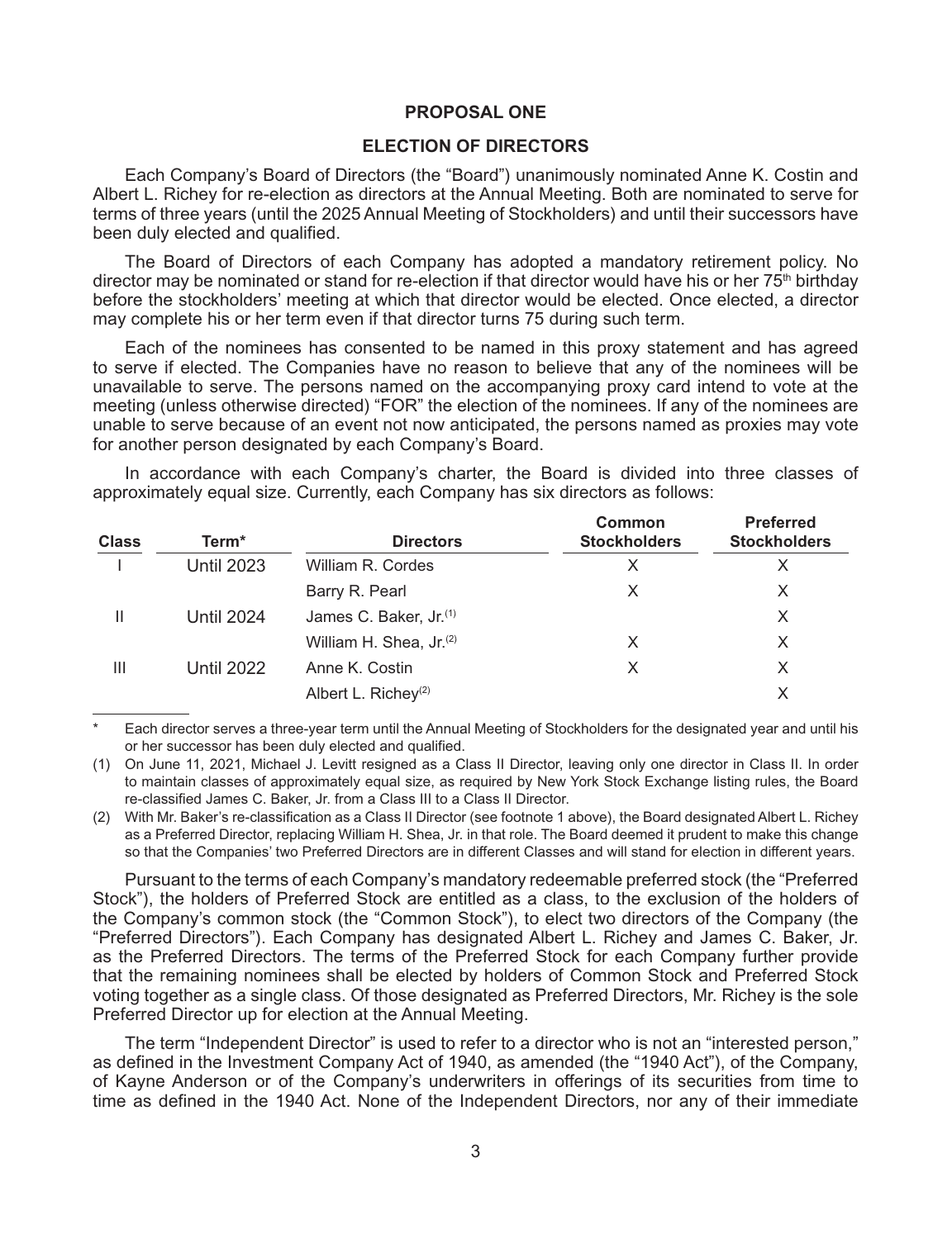## PROPOSAL ONE

## ELECTION OF DIRECTORS

Each Company's Board of Directors (the "Board") unanimously nominated Anne K. Costin and Albert L. Richey for re-election as directors at the Annual Meeting. Both are nominated to serve for terms of three years (until the 2025 Annual Meeting of Stockholders) and until their successors have been duly elected and qualified.

The Board of Directors of each Company has adopted a mandatory retirement policy. No director may be nominated or stand for re-election if that director would have his or her 75th birthday before the stockholders' meeting at which that director would be elected. Once elected, a director may complete his or her term even if that director turns 75 during such term.

Each of the nominees has consented to be named in this proxy statement and has agreed to serve if elected. The Companies have no reason to believe that any of the nominees will be unavailable to serve. The persons named on the accompanying proxy card intend to vote at the meeting (unless otherwise directed) "FOR" the election of the nominees. If any of the nominees are unable to serve because of an event not now anticipated, the persons named as proxies may vote for another person designated by each Company's Board.

In accordance with each Company's charter, the Board is divided into three classes of approximately equal size. Currently, each Company has six directors as follows:

| Class | Term* | Directors | Common Stockholders | Preferred Stockholders |
|---|---|---|---|---|
| I | Until 2023 | William R. Cordes | X | X |
| | | Barry R. Pearl | X | X |
| II | Until 2024 | James C. Baker, Jr.(1) | | X |
| | | William H. Shea, Jr.(2) | X | X |
| III | Until 2022 | Anne K. Costin | X | X |
| | | Albert L. Richey(2) | | X |

\* Each director serves a three-year term until the Annual Meeting of Stockholders for the designated year and until his or her successor has been duly elected and qualified.

(1) On June 11, 2021, Michael J. Levitt resigned as a Class II Director, leaving only one director in Class II. In order to maintain classes of approximately equal size, as required by New York Stock Exchange listing rules, the Board re-classified James C. Baker, Jr. from a Class III to a Class II Director.

(2) With Mr. Baker's re-classification as a Class II Director (see footnote 1 above), the Board designated Albert L. Richey as a Preferred Director, replacing William H. Shea, Jr. in that role. The Board deemed it prudent to make this change so that the Companies' two Preferred Directors are in different Classes and will stand for election in different years.

Pursuant to the terms of each Company's mandatory redeemable preferred stock (the "Preferred Stock"), the holders of Preferred Stock are entitled as a class, to the exclusion of the holders of the Company's common stock (the "Common Stock"), to elect two directors of the Company (the "Preferred Directors"). Each Company has designated Albert L. Richey and James C. Baker, Jr. as the Preferred Directors. The terms of the Preferred Stock for each Company further provide that the remaining nominees shall be elected by holders of Common Stock and Preferred Stock voting together as a single class. Of those designated as Preferred Directors, Mr. Richey is the sole Preferred Director up for election at the Annual Meeting.

The term "Independent Director" is used to refer to a director who is not an "interested person," as defined in the Investment Company Act of 1940, as amended (the "1940 Act"), of the Company, of Kayne Anderson or of the Company's underwriters in offerings of its securities from time to time as defined in the 1940 Act. None of the Independent Directors, nor any of their immediate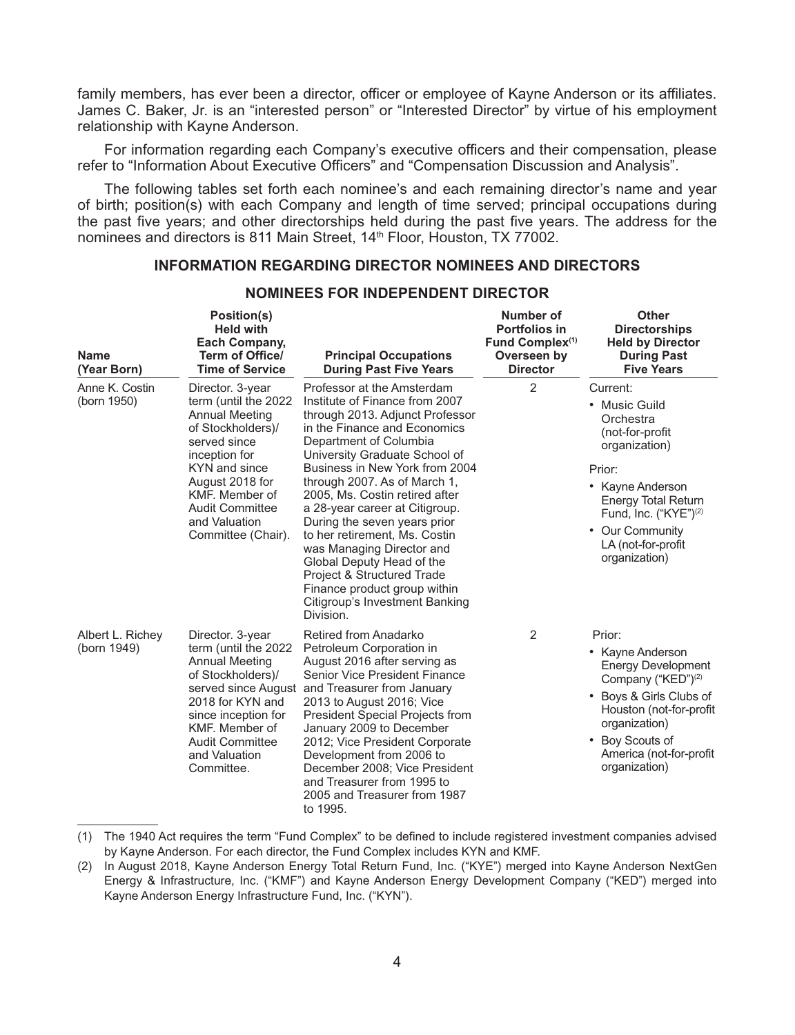family members, has ever been a director, officer or employee of Kayne Anderson or its affiliates. James C. Baker, Jr. is an "interested person" or "Interested Director" by virtue of his employment relationship with Kayne Anderson.

For information regarding each Company's executive officers and their compensation, please refer to "Information About Executive Officers" and "Compensation Discussion and Analysis".

The following tables set forth each nominee's and each remaining director's name and year of birth; position(s) with each Company and length of time served; principal occupations during the past five years; and other directorships held during the past five years. The address for the nominees and directors is 811 Main Street, 14th Floor, Houston, TX 77002.

## INFORMATION REGARDING DIRECTOR NOMINEES AND DIRECTORS

### NOMINEES FOR INDEPENDENT DIRECTOR

| Name (Year Born) | Position(s) Held with Each Company, Term of Office/ Time of Service | Principal Occupations During Past Five Years | Number of Portfolios in Fund Complex[(1)] Overseen by Director | Other Directorships Held by Director During Past Five Years |
|---|---|---|---|---|
| Anne K. Costin (born 1950) | Director. 3-year term (until the 2022 Annual Meeting of Stockholders)/ served since inception for KYN and since August 2018 for KMF. Member of Audit Committee and Valuation Committee (Chair). | Professor at the Amsterdam Institute of Finance from 2007 through 2013. Adjunct Professor in the Finance and Economics Department of Columbia University Graduate School of Business in New York from 2004 through 2007. As of March 1, 2005, Ms. Costin retired after a 28-year career at Citigroup. During the seven years prior to her retirement, Ms. Costin was Managing Director and Global Deputy Head of the Project & Structured Trade Finance product group within Citigroup's Investment Banking Division. | 2 | Current: • Music Guild Orchestra (not-for-profit organization) Prior: • Kayne Anderson Energy Total Return Fund, Inc. ("KYE")[(2)] • Our Community LA (not-for-profit organization) |
| Albert L. Richey (born 1949) | Director. 3-year term (until the 2022 Annual Meeting of Stockholders)/ served since August 2018 for KYN and since inception for KMF. Member of Audit Committee and Valuation Committee. | Retired from Anadarko Petroleum Corporation in August 2016 after serving as Senior Vice President Finance and Treasurer from January 2013 to August 2016; Vice President Special Projects from January 2009 to December 2012; Vice President Corporate Development from 2006 to December 2008; Vice President and Treasurer from 1995 to 2005 and Treasurer from 1987 to 1995. | 2 | Prior: • Kayne Anderson Energy Development Company ("KED")[(2)] • Boys & Girls Clubs of Houston (not-for-profit organization) • Boy Scouts of America (not-for-profit organization) |

(1) The 1940 Act requires the term "Fund Complex" to be defined to include registered investment companies advised by Kayne Anderson. For each director, the Fund Complex includes KYN and KMF.

(2) In August 2018, Kayne Anderson Energy Total Return Fund, Inc. ("KYE") merged into Kayne Anderson NextGen Energy & Infrastructure, Inc. ("KMF") and Kayne Anderson Energy Development Company ("KED") merged into Kayne Anderson Energy Infrastructure Fund, Inc. ("KYN").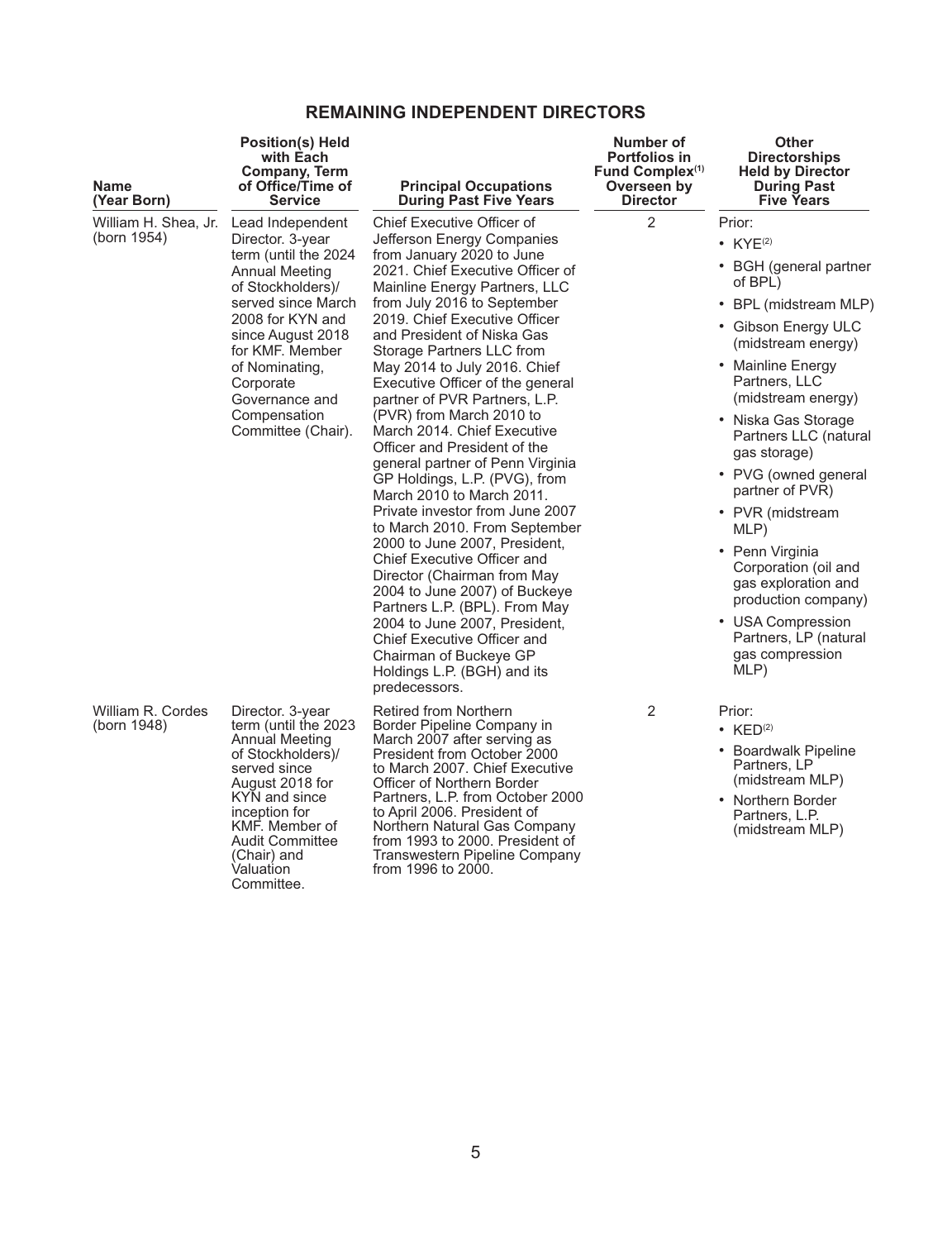## REMAINING INDEPENDENT DIRECTORS

| Name (Year Born) | Position(s) Held with Each Company, Term of Office/Time of Service | Principal Occupations During Past Five Years | Number of Portfolios in Fund Complex[(1)] Overseen by Director | Other Directorships Held by Director During Past Five Years |
|---|---|---|---|---|
| William H. Shea, Jr. (born 1954) | Lead Independent Director. 3-year term (until the 2024 Annual Meeting of Stockholders)/ served since March 2008 for KYN and since August 2018 for KMF. Member of Nominating, Corporate Governance and Compensation Committee (Chair). | Chief Executive Officer of Jefferson Energy Companies from January 2020 to June 2021. Chief Executive Officer of Mainline Energy Partners, LLC from July 2016 to September 2019. Chief Executive Officer and President of Niska Gas Storage Partners LLC from May 2014 to July 2016. Chief Executive Officer of the general partner of PVR Partners, L.P. (PVR) from March 2010 to March 2014. Chief Executive Officer and President of the general partner of Penn Virginia GP Holdings, L.P. (PVG), from March 2010 to March 2011. Private investor from June 2007 to March 2010. From September 2000 to June 2007, President, Chief Executive Officer and Director (Chairman from May 2004 to June 2007) of Buckeye Partners L.P. (BPL). From May 2004 to June 2007, President, Chief Executive Officer and Chairman of Buckeye GP Holdings L.P. (BGH) and its predecessors. | 2 | Prior:<br>• KYE[(2)]<br>• BGH (general partner of BPL)<br>• BPL (midstream MLP)<br>• Gibson Energy ULC (midstream energy)<br>• Mainline Energy Partners, LLC (midstream energy)<br>• Niska Gas Storage Partners LLC (natural gas storage)<br>• PVG (owned general partner of PVR)<br>• PVR (midstream MLP)<br>• Penn Virginia Corporation (oil and gas exploration and production company)<br>• USA Compression Partners, LP (natural gas compression MLP) |
| William R. Cordes (born 1948) | Director. 3-year term (until the 2023 Annual Meeting of Stockholders)/ served since August 2018 for KYN and since inception for KMF. Member of Audit Committee (Chair) and Valuation Committee. | Retired from Northern Border Pipeline Company in March 2007 after serving as President from October 2000 to March 2007. Chief Executive Officer of Northern Border Partners, L.P. from October 2000 to April 2006. President of Northern Natural Gas Company from 1993 to 2000. President of Transwestern Pipeline Company from 1996 to 2000. | 2 | Prior:<br>• KED[(2)]<br>• Boardwalk Pipeline Partners, LP (midstream MLP)<br>• Northern Border Partners, L.P. (midstream MLP) |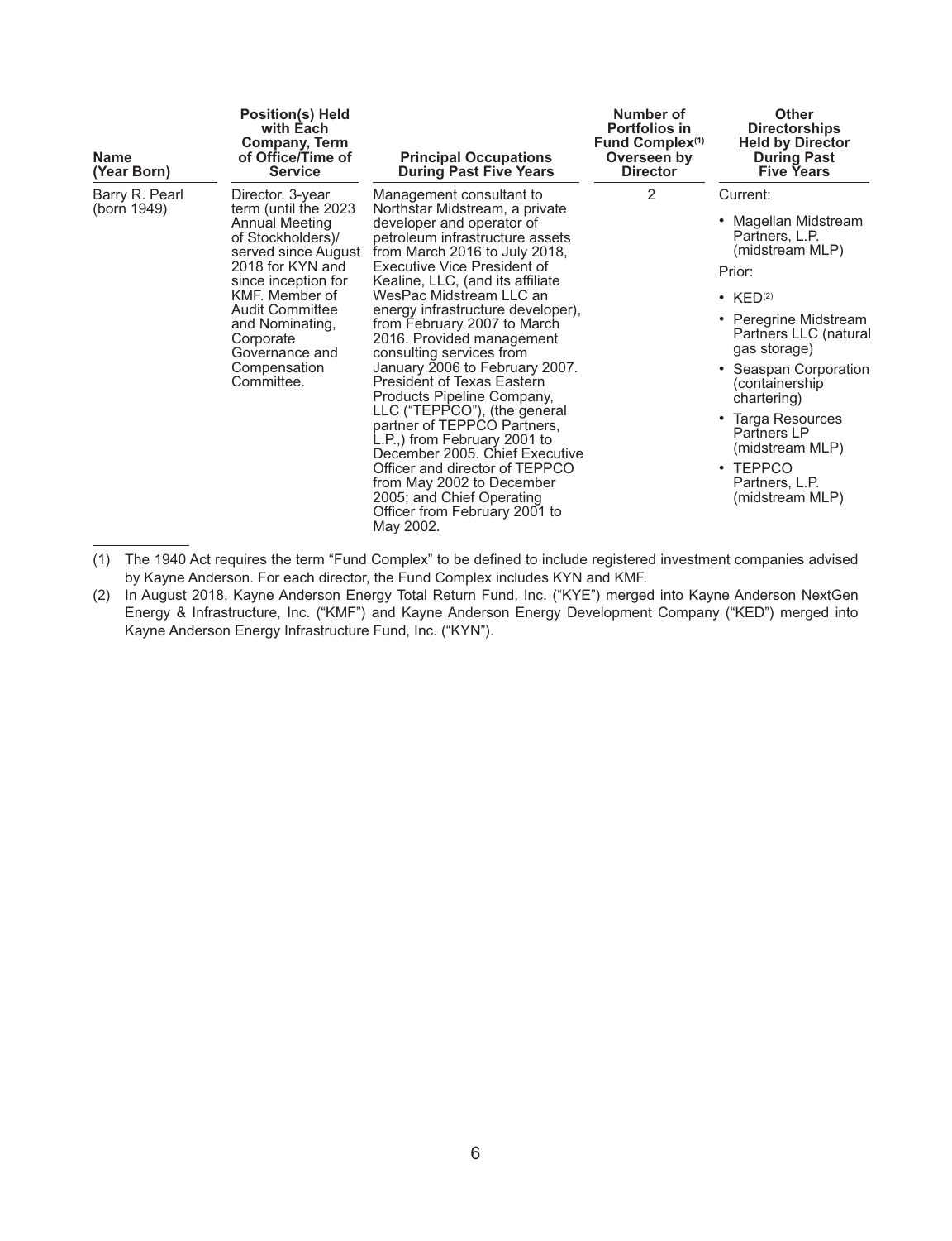| Name (Year Born) | Position(s) Held with Each Company, Term of Office/Time of Service | Principal Occupations During Past Five Years | Number of Portfolios in Fund Complex[(1)] Overseen by Director | Other Directorships Held by Director During Past Five Years |
|---|---|---|---|---|
| Barry R. Pearl (born 1949) | Director. 3-year term (until the 2023 Annual Meeting of Stockholders)/ served since August 2018 for KYN and since inception for KMF. Member of Audit Committee and Nominating, Corporate Governance and Compensation Committee. | Management consultant to Northstar Midstream, a private developer and operator of petroleum infrastructure assets from March 2016 to July 2018, Executive Vice President of Kealine, LLC, (and its affiliate WesPac Midstream LLC an energy infrastructure developer), from February 2007 to March 2016. Provided management consulting services from January 2006 to February 2007. President of Texas Eastern Products Pipeline Company, LLC ("TEPPCO"), (the general partner of TEPPCO Partners, L.P.,) from February 2001 to December 2005. Chief Executive Officer and director of TEPPCO from May 2002 to December 2005; and Chief Operating Officer from February 2001 to May 2002. | 2 | Current:<br>• Magellan Midstream Partners, L.P. (midstream MLP)<br>Prior:<br>• KED[(2)]<br>• Peregrine Midstream Partners LLC (natural gas storage)<br>• Seaspan Corporation (containership chartering)<br>• Targa Resources Partners LP (midstream MLP)<br>• TEPPCO Partners, L.P. (midstream MLP) |

(1) The 1940 Act requires the term "Fund Complex" to be defined to include registered investment companies advised by Kayne Anderson. For each director, the Fund Complex includes KYN and KMF.

(2) In August 2018, Kayne Anderson Energy Total Return Fund, Inc. ("KYE") merged into Kayne Anderson NextGen Energy & Infrastructure, Inc. ("KMF") and Kayne Anderson Energy Development Company ("KED") merged into Kayne Anderson Energy Infrastructure Fund, Inc. ("KYN").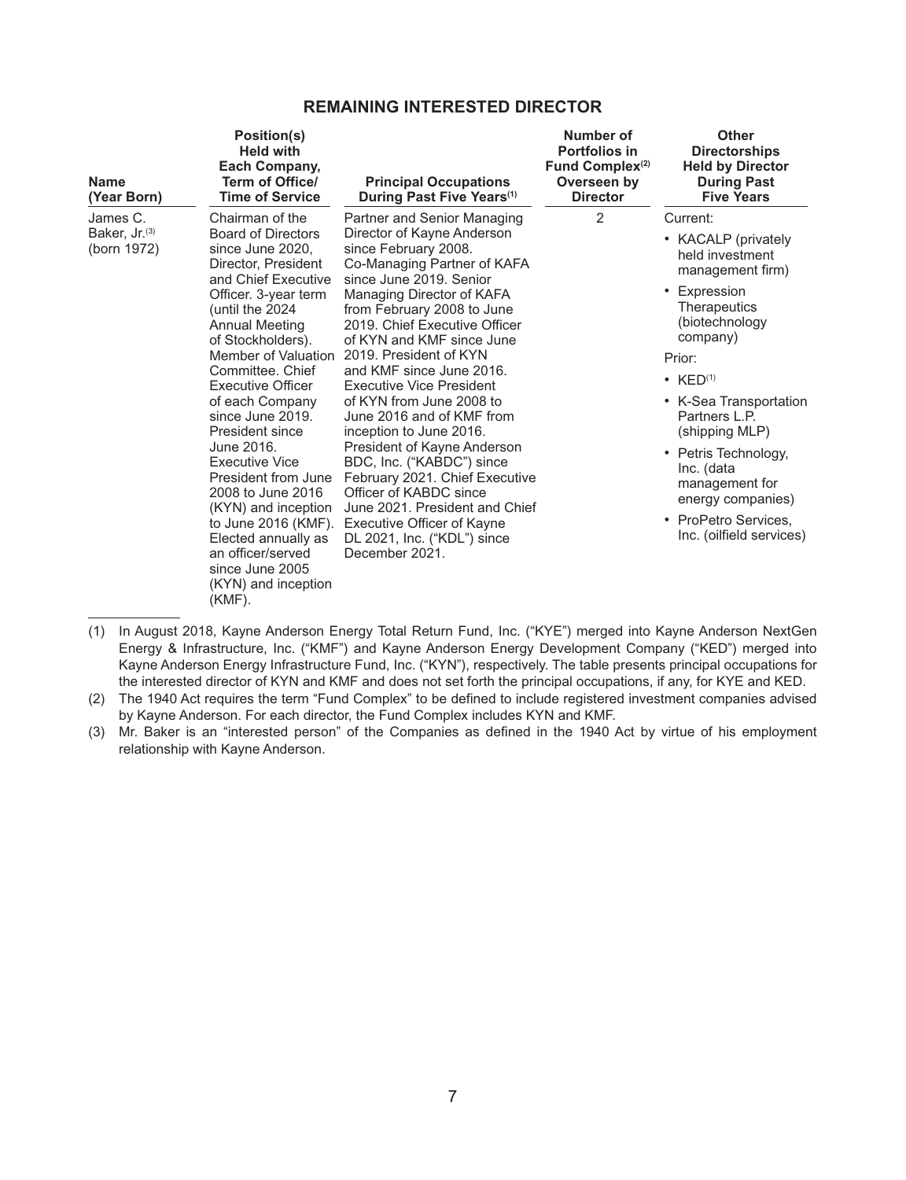## REMAINING INTERESTED DIRECTOR

| Name (Year Born) | Position(s) Held with Each Company, Term of Office/ Time of Service | Principal Occupations During Past Five Years[(1)] | Number of Portfolios in Fund Complex[(2)] Overseen by Director | Other Directorships Held by Director During Past Five Years |
|---|---|---|---|---|
| James C. Baker, Jr.[(3)] (born 1972) | Chairman of the Board of Directors since June 2020, Director, President and Chief Executive Officer. 3-year term (until the 2024 Annual Meeting of Stockholders). Member of Valuation Committee. Chief Executive Officer of each Company since June 2019. President since June 2016. Executive Vice President from June 2008 to June 2016 (KYN) and inception to June 2016 (KMF). Elected annually as an officer/served since June 2005 (KYN) and inception (KMF). | Partner and Senior Managing Director of Kayne Anderson since February 2008. Co-Managing Partner of KAFA since June 2019. Senior Managing Director of KAFA from February 2008 to June 2019. Chief Executive Officer of KYN and KMF since June 2019. President of KYN and KMF since June 2016. Executive Vice President of KYN from June 2008 to June 2016 and of KMF from inception to June 2016. President of Kayne Anderson BDC, Inc. ("KABDC") since February 2021. Chief Executive Officer of KABDC since June 2021. President and Chief Executive Officer of Kayne DL 2021, Inc. ("KDL") since December 2021. | 2 | Current:<br>• KACALP (privately held investment management firm)<br>• Expression Therapeutics (biotechnology company)<br>Prior:<br>• KED[(1)]<br>• K-Sea Transportation Partners L.P. (shipping MLP)<br>• Petris Technology, Inc. (data management for energy companies)<br>• ProPetro Services, Inc. (oilfield services) |

(1) In August 2018, Kayne Anderson Energy Total Return Fund, Inc. ("KYE") merged into Kayne Anderson NextGen Energy & Infrastructure, Inc. ("KMF") and Kayne Anderson Energy Development Company ("KED") merged into Kayne Anderson Energy Infrastructure Fund, Inc. ("KYN"), respectively. The table presents principal occupations for the interested director of KYN and KMF and does not set forth the principal occupations, if any, for KYE and KED.

(2) The 1940 Act requires the term "Fund Complex" to be defined to include registered investment companies advised by Kayne Anderson. For each director, the Fund Complex includes KYN and KMF.

(3) Mr. Baker is an "interested person" of the Companies as defined in the 1940 Act by virtue of his employment relationship with Kayne Anderson.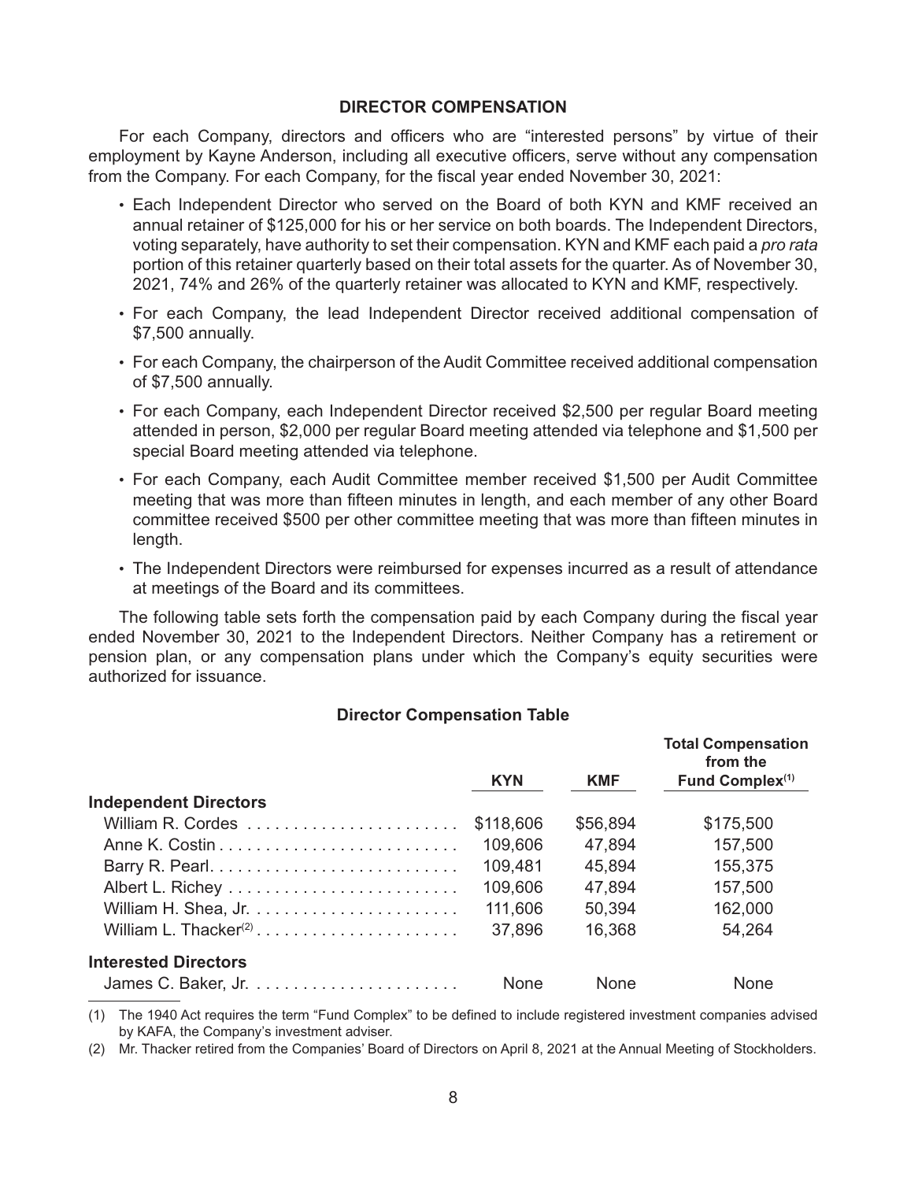## DIRECTOR COMPENSATION

For each Company, directors and officers who are "interested persons" by virtue of their employment by Kayne Anderson, including all executive officers, serve without any compensation from the Company. For each Company, for the fiscal year ended November 30, 2021:

- Each Independent Director who served on the Board of both KYN and KMF received an annual retainer of $125,000 for his or her service on both boards. The Independent Directors, voting separately, have authority to set their compensation. KYN and KMF each paid a *pro rata* portion of this retainer quarterly based on their total assets for the quarter. As of November 30, 2021, 74% and 26% of the quarterly retainer was allocated to KYN and KMF, respectively.
- For each Company, the lead Independent Director received additional compensation of $7,500 annually.
- For each Company, the chairperson of the Audit Committee received additional compensation of $7,500 annually.
- For each Company, each Independent Director received $2,500 per regular Board meeting attended in person, $2,000 per regular Board meeting attended via telephone and $1,500 per special Board meeting attended via telephone.
- For each Company, each Audit Committee member received $1,500 per Audit Committee meeting that was more than fifteen minutes in length, and each member of any other Board committee received $500 per other committee meeting that was more than fifteen minutes in length.
- The Independent Directors were reimbursed for expenses incurred as a result of attendance at meetings of the Board and its committees.

The following table sets forth the compensation paid by each Company during the fiscal year ended November 30, 2021 to the Independent Directors. Neither Company has a retirement or pension plan, or any compensation plans under which the Company's equity securities were authorized for issuance.

### Director Compensation Table

| | KYN | KMF | Total Compensation from the Fund Complex[(1)] |
|---|---|---|---|
| **Independent Directors** | | | |
| William R. Cordes | $118,606 | $56,894 | $175,500 |
| Anne K. Costin | 109,606 | 47,894 | 157,500 |
| Barry R. Pearl | 109,481 | 45,894 | 155,375 |
| Albert L. Richey | 109,606 | 47,894 | 157,500 |
| William H. Shea, Jr. | 111,606 | 50,394 | 162,000 |
| William L. Thacker[(2)] | 37,896 | 16,368 | 54,264 |
| **Interested Directors** | | | |
| James C. Baker, Jr. | None | None | None |

(1) The 1940 Act requires the term "Fund Complex" to be defined to include registered investment companies advised by KAFA, the Company's investment adviser.

(2) Mr. Thacker retired from the Companies' Board of Directors on April 8, 2021 at the Annual Meeting of Stockholders.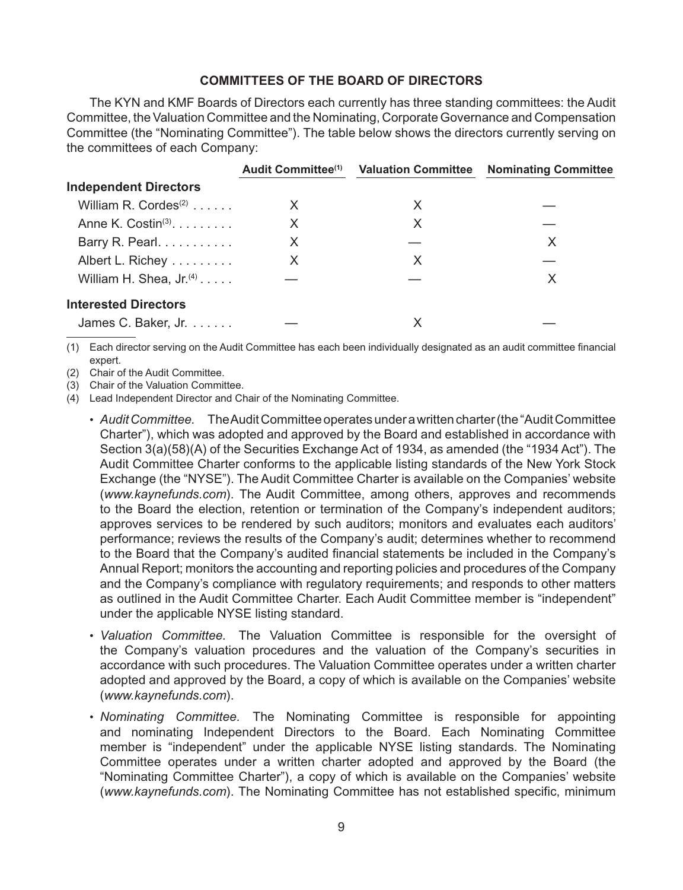## COMMITTEES OF THE BOARD OF DIRECTORS

The KYN and KMF Boards of Directors each currently has three standing committees: the Audit Committee, the Valuation Committee and the Nominating, Corporate Governance and Compensation Committee (the "Nominating Committee"). The table below shows the directors currently serving on the committees of each Company:

| | Audit Committee[(1)] | Valuation Committee | Nominating Committee |
|---|---|---|---|
| **Independent Directors** | | | |
| William R. Cordes[(2)] | X | X | — |
| Anne K. Costin[(3)] | X | X | — |
| Barry R. Pearl | X | — | X |
| Albert L. Richey | X | X | — |
| William H. Shea, Jr.[(4)] | — | — | X |
| **Interested Directors** | | | |
| James C. Baker, Jr. | — | X | — |

(1) Each director serving on the Audit Committee has each been individually designated as an audit committee financial expert.

(2) Chair of the Audit Committee.

(3) Chair of the Valuation Committee.

(4) Lead Independent Director and Chair of the Nominating Committee.

- *Audit Committee.* The Audit Committee operates under a written charter (the "Audit Committee Charter"), which was adopted and approved by the Board and established in accordance with Section 3(a)(58)(A) of the Securities Exchange Act of 1934, as amended (the "1934 Act"). The Audit Committee Charter conforms to the applicable listing standards of the New York Stock Exchange (the "NYSE"). The Audit Committee Charter is available on the Companies' website (*www.kaynefunds.com*). The Audit Committee, among others, approves and recommends to the Board the election, retention or termination of the Company's independent auditors; approves services to be rendered by such auditors; monitors and evaluates each auditors' performance; reviews the results of the Company's audit; determines whether to recommend to the Board that the Company's audited financial statements be included in the Company's Annual Report; monitors the accounting and reporting policies and procedures of the Company and the Company's compliance with regulatory requirements; and responds to other matters as outlined in the Audit Committee Charter. Each Audit Committee member is "independent" under the applicable NYSE listing standard.
- *Valuation Committee.* The Valuation Committee is responsible for the oversight of the Company's valuation procedures and the valuation of the Company's securities in accordance with such procedures. The Valuation Committee operates under a written charter adopted and approved by the Board, a copy of which is available on the Companies' website (*www.kaynefunds.com*).
- *Nominating Committee.* The Nominating Committee is responsible for appointing and nominating Independent Directors to the Board. Each Nominating Committee member is "independent" under the applicable NYSE listing standards. The Nominating Committee operates under a written charter adopted and approved by the Board (the "Nominating Committee Charter"), a copy of which is available on the Companies' website (*www.kaynefunds.com*). The Nominating Committee has not established specific, minimum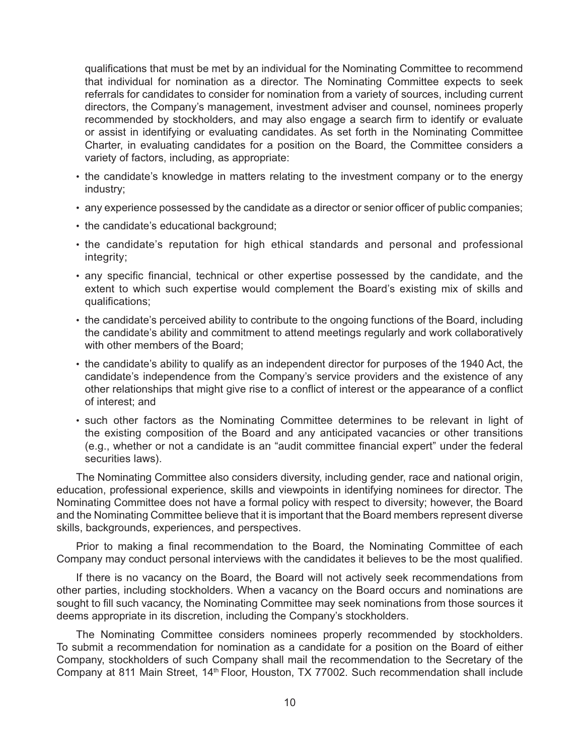qualifications that must be met by an individual for the Nominating Committee to recommend that individual for nomination as a director. The Nominating Committee expects to seek referrals for candidates to consider for nomination from a variety of sources, including current directors, the Company's management, investment adviser and counsel, nominees properly recommended by stockholders, and may also engage a search firm to identify or evaluate or assist in identifying or evaluating candidates. As set forth in the Nominating Committee Charter, in evaluating candidates for a position on the Board, the Committee considers a variety of factors, including, as appropriate:

- the candidate's knowledge in matters relating to the investment company or to the energy industry;
- any experience possessed by the candidate as a director or senior officer of public companies;
- the candidate's educational background;
- the candidate's reputation for high ethical standards and personal and professional integrity;
- any specific financial, technical or other expertise possessed by the candidate, and the extent to which such expertise would complement the Board's existing mix of skills and qualifications;
- the candidate's perceived ability to contribute to the ongoing functions of the Board, including the candidate's ability and commitment to attend meetings regularly and work collaboratively with other members of the Board;
- the candidate's ability to qualify as an independent director for purposes of the 1940 Act, the candidate's independence from the Company's service providers and the existence of any other relationships that might give rise to a conflict of interest or the appearance of a conflict of interest; and
- such other factors as the Nominating Committee determines to be relevant in light of the existing composition of the Board and any anticipated vacancies or other transitions (e.g., whether or not a candidate is an "audit committee financial expert" under the federal securities laws).

The Nominating Committee also considers diversity, including gender, race and national origin, education, professional experience, skills and viewpoints in identifying nominees for director. The Nominating Committee does not have a formal policy with respect to diversity; however, the Board and the Nominating Committee believe that it is important that the Board members represent diverse skills, backgrounds, experiences, and perspectives.

Prior to making a final recommendation to the Board, the Nominating Committee of each Company may conduct personal interviews with the candidates it believes to be the most qualified.

If there is no vacancy on the Board, the Board will not actively seek recommendations from other parties, including stockholders. When a vacancy on the Board occurs and nominations are sought to fill such vacancy, the Nominating Committee may seek nominations from those sources it deems appropriate in its discretion, including the Company's stockholders.

The Nominating Committee considers nominees properly recommended by stockholders. To submit a recommendation for nomination as a candidate for a position on the Board of either Company, stockholders of such Company shall mail the recommendation to the Secretary of the Company at 811 Main Street, 14th Floor, Houston, TX 77002. Such recommendation shall include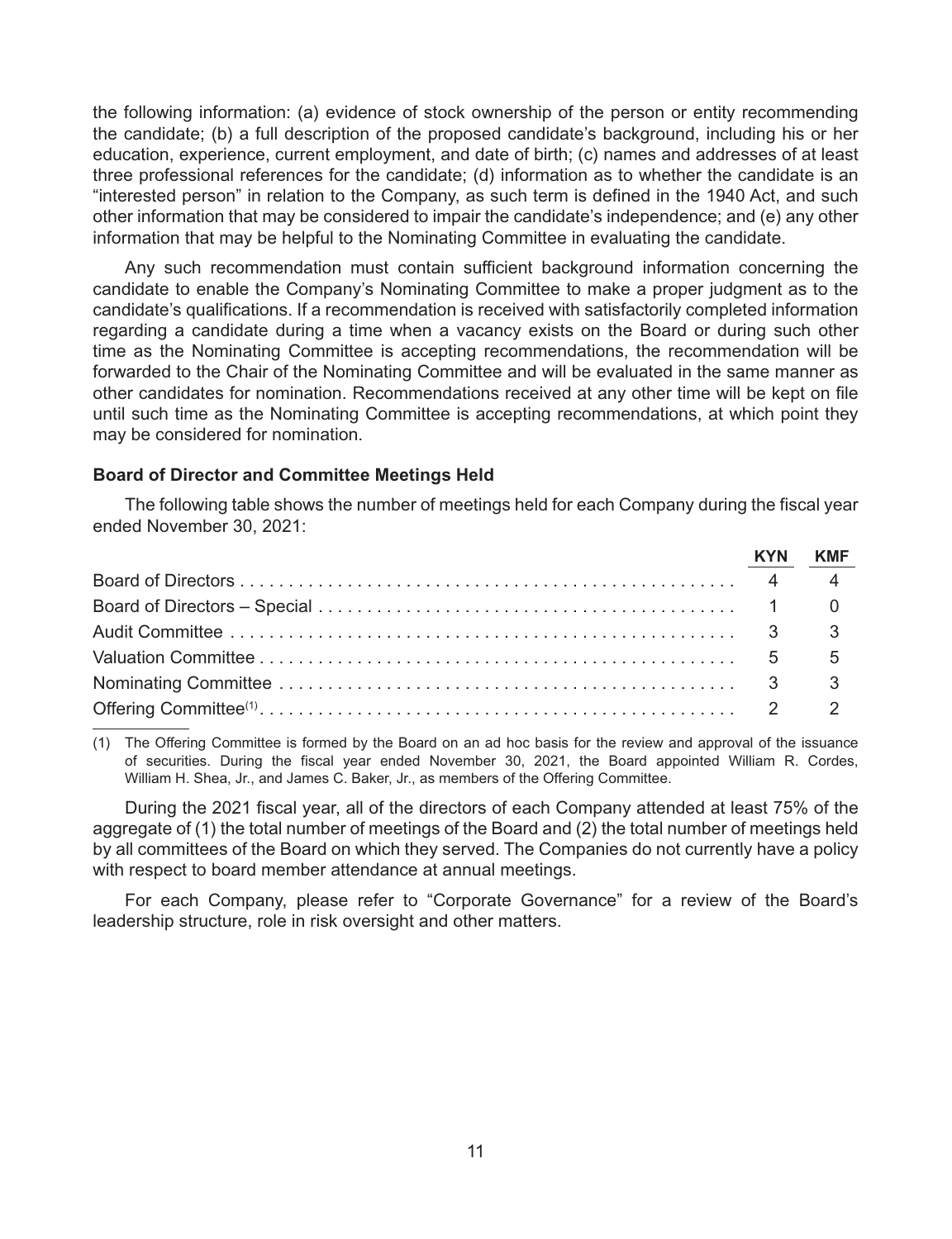the following information: (a) evidence of stock ownership of the person or entity recommending the candidate; (b) a full description of the proposed candidate's background, including his or her education, experience, current employment, and date of birth; (c) names and addresses of at least three professional references for the candidate; (d) information as to whether the candidate is an "interested person" in relation to the Company, as such term is defined in the 1940 Act, and such other information that may be considered to impair the candidate's independence; and (e) any other information that may be helpful to the Nominating Committee in evaluating the candidate.

Any such recommendation must contain sufficient background information concerning the candidate to enable the Company's Nominating Committee to make a proper judgment as to the candidate's qualifications. If a recommendation is received with satisfactorily completed information regarding a candidate during a time when a vacancy exists on the Board or during such other time as the Nominating Committee is accepting recommendations, the recommendation will be forwarded to the Chair of the Nominating Committee and will be evaluated in the same manner as other candidates for nomination. Recommendations received at any other time will be kept on file until such time as the Nominating Committee is accepting recommendations, at which point they may be considered for nomination.

**Board of Director and Committee Meetings Held**

The following table shows the number of meetings held for each Company during the fiscal year ended November 30, 2021:

| | KYN | KMF |
|---|---|---|
| Board of Directors | 4 | 4 |
| Board of Directors – Special | 1 | 0 |
| Audit Committee | 3 | 3 |
| Valuation Committee | 5 | 5 |
| Nominating Committee | 3 | 3 |
| Offering Committee[(1)] | 2 | 2 |

(1) The Offering Committee is formed by the Board on an ad hoc basis for the review and approval of the issuance of securities. During the fiscal year ended November 30, 2021, the Board appointed William R. Cordes, William H. Shea, Jr., and James C. Baker, Jr., as members of the Offering Committee.

During the 2021 fiscal year, all of the directors of each Company attended at least 75% of the aggregate of (1) the total number of meetings of the Board and (2) the total number of meetings held by all committees of the Board on which they served. The Companies do not currently have a policy with respect to board member attendance at annual meetings.

For each Company, please refer to "Corporate Governance" for a review of the Board's leadership structure, role in risk oversight and other matters.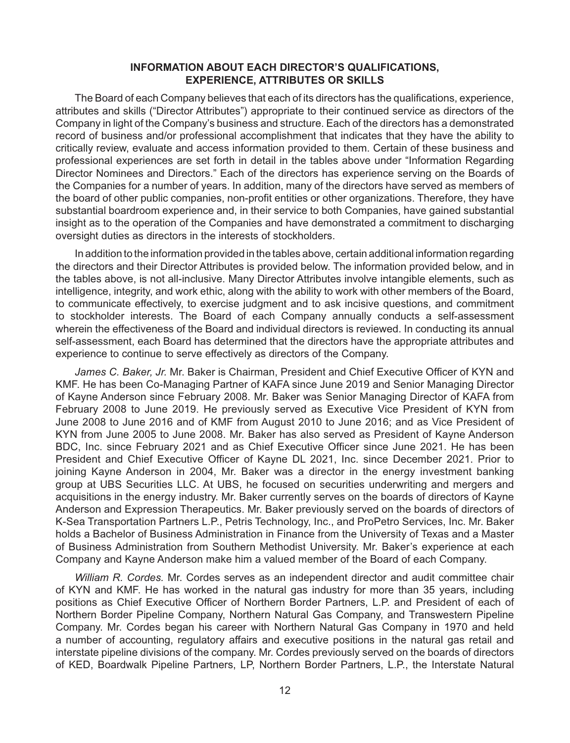## INFORMATION ABOUT EACH DIRECTOR'S QUALIFICATIONS, EXPERIENCE, ATTRIBUTES OR SKILLS

The Board of each Company believes that each of its directors has the qualifications, experience, attributes and skills ("Director Attributes") appropriate to their continued service as directors of the Company in light of the Company's business and structure. Each of the directors has a demonstrated record of business and/or professional accomplishment that indicates that they have the ability to critically review, evaluate and access information provided to them. Certain of these business and professional experiences are set forth in detail in the tables above under "Information Regarding Director Nominees and Directors." Each of the directors has experience serving on the Boards of the Companies for a number of years. In addition, many of the directors have served as members of the board of other public companies, non-profit entities or other organizations. Therefore, they have substantial boardroom experience and, in their service to both Companies, have gained substantial insight as to the operation of the Companies and have demonstrated a commitment to discharging oversight duties as directors in the interests of stockholders.

In addition to the information provided in the tables above, certain additional information regarding the directors and their Director Attributes is provided below. The information provided below, and in the tables above, is not all-inclusive. Many Director Attributes involve intangible elements, such as intelligence, integrity, and work ethic, along with the ability to work with other members of the Board, to communicate effectively, to exercise judgment and to ask incisive questions, and commitment to stockholder interests. The Board of each Company annually conducts a self-assessment wherein the effectiveness of the Board and individual directors is reviewed. In conducting its annual self-assessment, each Board has determined that the directors have the appropriate attributes and experience to continue to serve effectively as directors of the Company.

*James C. Baker, Jr.* Mr. Baker is Chairman, President and Chief Executive Officer of KYN and KMF. He has been Co-Managing Partner of KAFA since June 2019 and Senior Managing Director of Kayne Anderson since February 2008. Mr. Baker was Senior Managing Director of KAFA from February 2008 to June 2019. He previously served as Executive Vice President of KYN from June 2008 to June 2016 and of KMF from August 2010 to June 2016; and as Vice President of KYN from June 2005 to June 2008. Mr. Baker has also served as President of Kayne Anderson BDC, Inc. since February 2021 and as Chief Executive Officer since June 2021. He has been President and Chief Executive Officer of Kayne DL 2021, Inc. since December 2021. Prior to joining Kayne Anderson in 2004, Mr. Baker was a director in the energy investment banking group at UBS Securities LLC. At UBS, he focused on securities underwriting and mergers and acquisitions in the energy industry. Mr. Baker currently serves on the boards of directors of Kayne Anderson and Expression Therapeutics. Mr. Baker previously served on the boards of directors of K-Sea Transportation Partners L.P., Petris Technology, Inc., and ProPetro Services, Inc. Mr. Baker holds a Bachelor of Business Administration in Finance from the University of Texas and a Master of Business Administration from Southern Methodist University. Mr. Baker's experience at each Company and Kayne Anderson make him a valued member of the Board of each Company.

*William R. Cordes.* Mr. Cordes serves as an independent director and audit committee chair of KYN and KMF. He has worked in the natural gas industry for more than 35 years, including positions as Chief Executive Officer of Northern Border Partners, L.P. and President of each of Northern Border Pipeline Company, Northern Natural Gas Company, and Transwestern Pipeline Company. Mr. Cordes began his career with Northern Natural Gas Company in 1970 and held a number of accounting, regulatory affairs and executive positions in the natural gas retail and interstate pipeline divisions of the company. Mr. Cordes previously served on the boards of directors of KED, Boardwalk Pipeline Partners, LP, Northern Border Partners, L.P., the Interstate Natural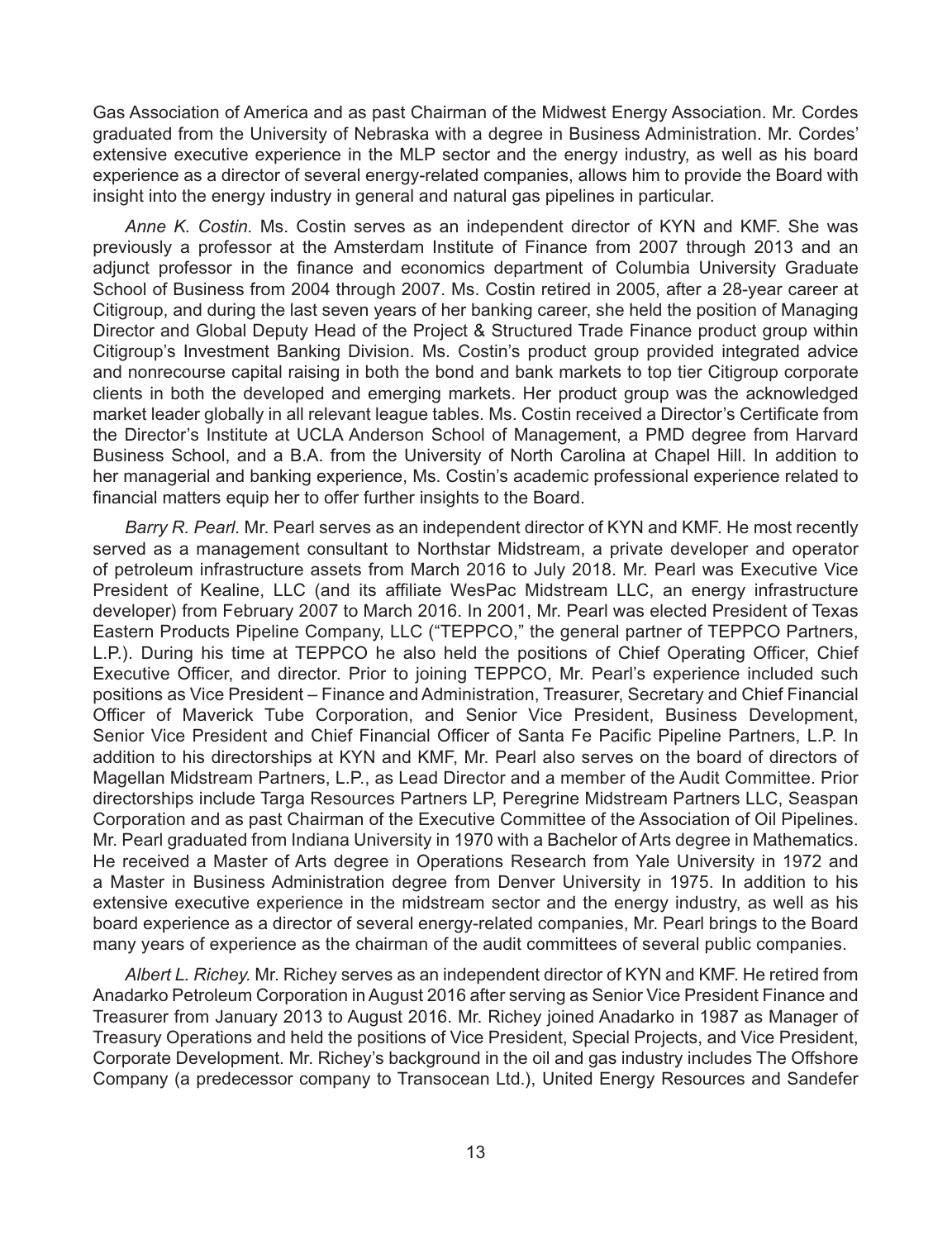Gas Association of America and as past Chairman of the Midwest Energy Association. Mr. Cordes graduated from the University of Nebraska with a degree in Business Administration. Mr. Cordes' extensive executive experience in the MLP sector and the energy industry, as well as his board experience as a director of several energy-related companies, allows him to provide the Board with insight into the energy industry in general and natural gas pipelines in particular.

*Anne K. Costin.* Ms. Costin serves as an independent director of KYN and KMF. She was previously a professor at the Amsterdam Institute of Finance from 2007 through 2013 and an adjunct professor in the finance and economics department of Columbia University Graduate School of Business from 2004 through 2007. Ms. Costin retired in 2005, after a 28-year career at Citigroup, and during the last seven years of her banking career, she held the position of Managing Director and Global Deputy Head of the Project & Structured Trade Finance product group within Citigroup's Investment Banking Division. Ms. Costin's product group provided integrated advice and nonrecourse capital raising in both the bond and bank markets to top tier Citigroup corporate clients in both the developed and emerging markets. Her product group was the acknowledged market leader globally in all relevant league tables. Ms. Costin received a Director's Certificate from the Director's Institute at UCLA Anderson School of Management, a PMD degree from Harvard Business School, and a B.A. from the University of North Carolina at Chapel Hill. In addition to her managerial and banking experience, Ms. Costin's academic professional experience related to financial matters equip her to offer further insights to the Board.

*Barry R. Pearl.* Mr. Pearl serves as an independent director of KYN and KMF. He most recently served as a management consultant to Northstar Midstream, a private developer and operator of petroleum infrastructure assets from March 2016 to July 2018. Mr. Pearl was Executive Vice President of Kealine, LLC (and its affiliate WesPac Midstream LLC, an energy infrastructure developer) from February 2007 to March 2016. In 2001, Mr. Pearl was elected President of Texas Eastern Products Pipeline Company, LLC ("TEPPCO," the general partner of TEPPCO Partners, L.P.). During his time at TEPPCO he also held the positions of Chief Operating Officer, Chief Executive Officer, and director. Prior to joining TEPPCO, Mr. Pearl's experience included such positions as Vice President – Finance and Administration, Treasurer, Secretary and Chief Financial Officer of Maverick Tube Corporation, and Senior Vice President, Business Development, Senior Vice President and Chief Financial Officer of Santa Fe Pacific Pipeline Partners, L.P. In addition to his directorships at KYN and KMF, Mr. Pearl also serves on the board of directors of Magellan Midstream Partners, L.P., as Lead Director and a member of the Audit Committee. Prior directorships include Targa Resources Partners LP, Peregrine Midstream Partners LLC, Seaspan Corporation and as past Chairman of the Executive Committee of the Association of Oil Pipelines. Mr. Pearl graduated from Indiana University in 1970 with a Bachelor of Arts degree in Mathematics. He received a Master of Arts degree in Operations Research from Yale University in 1972 and a Master in Business Administration degree from Denver University in 1975. In addition to his extensive executive experience in the midstream sector and the energy industry, as well as his board experience as a director of several energy-related companies, Mr. Pearl brings to the Board many years of experience as the chairman of the audit committees of several public companies.

*Albert L. Richey.* Mr. Richey serves as an independent director of KYN and KMF. He retired from Anadarko Petroleum Corporation in August 2016 after serving as Senior Vice President Finance and Treasurer from January 2013 to August 2016. Mr. Richey joined Anadarko in 1987 as Manager of Treasury Operations and held the positions of Vice President, Special Projects, and Vice President, Corporate Development. Mr. Richey's background in the oil and gas industry includes The Offshore Company (a predecessor company to Transocean Ltd.), United Energy Resources and Sandefer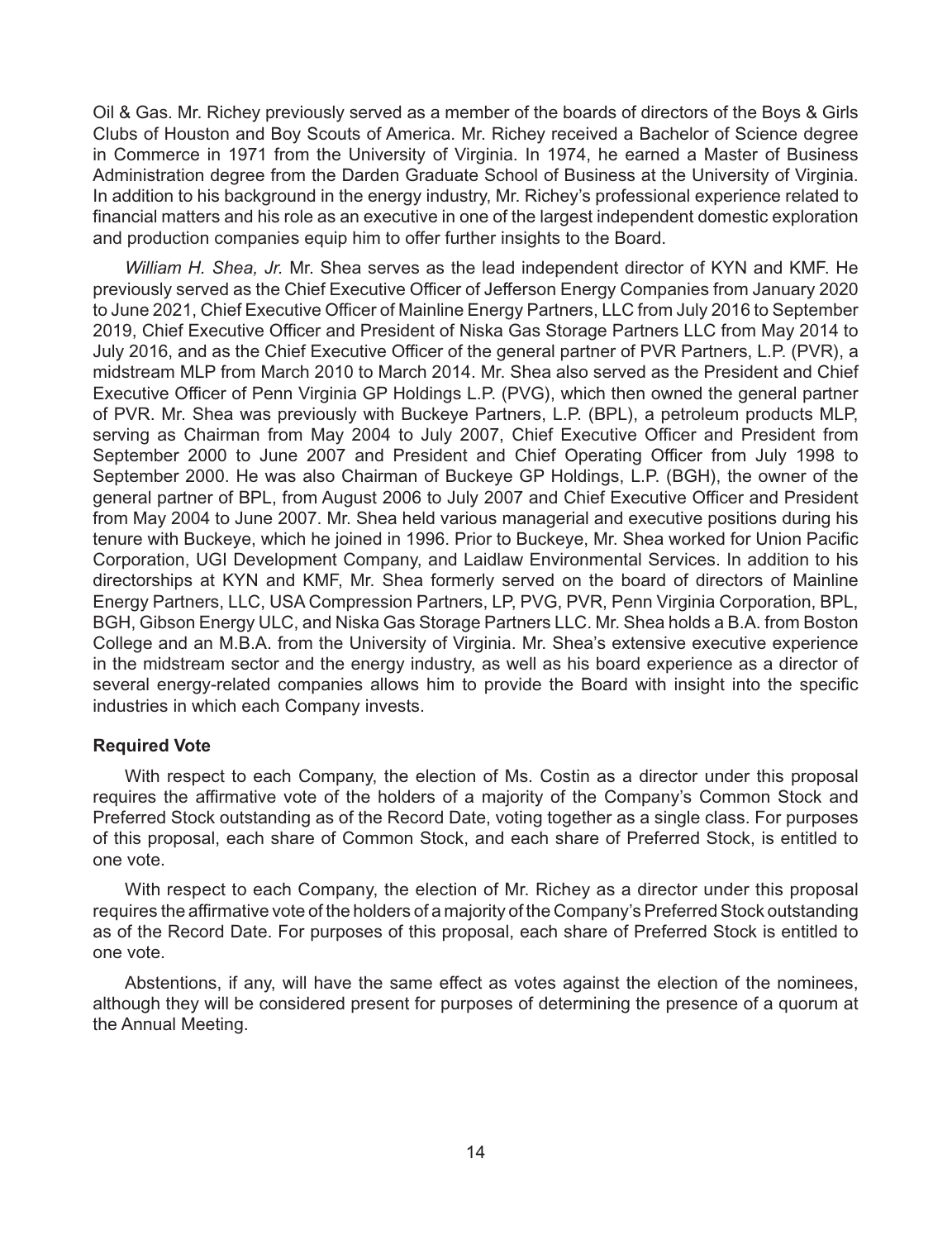Oil & Gas. Mr. Richey previously served as a member of the boards of directors of the Boys & Girls Clubs of Houston and Boy Scouts of America. Mr. Richey received a Bachelor of Science degree in Commerce in 1971 from the University of Virginia. In 1974, he earned a Master of Business Administration degree from the Darden Graduate School of Business at the University of Virginia. In addition to his background in the energy industry, Mr. Richey's professional experience related to financial matters and his role as an executive in one of the largest independent domestic exploration and production companies equip him to offer further insights to the Board.

*William H. Shea, Jr.* Mr. Shea serves as the lead independent director of KYN and KMF. He previously served as the Chief Executive Officer of Jefferson Energy Companies from January 2020 to June 2021, Chief Executive Officer of Mainline Energy Partners, LLC from July 2016 to September 2019, Chief Executive Officer and President of Niska Gas Storage Partners LLC from May 2014 to July 2016, and as the Chief Executive Officer of the general partner of PVR Partners, L.P. (PVR), a midstream MLP from March 2010 to March 2014. Mr. Shea also served as the President and Chief Executive Officer of Penn Virginia GP Holdings L.P. (PVG), which then owned the general partner of PVR. Mr. Shea was previously with Buckeye Partners, L.P. (BPL), a petroleum products MLP, serving as Chairman from May 2004 to July 2007, Chief Executive Officer and President from September 2000 to June 2007 and President and Chief Operating Officer from July 1998 to September 2000. He was also Chairman of Buckeye GP Holdings, L.P. (BGH), the owner of the general partner of BPL, from August 2006 to July 2007 and Chief Executive Officer and President from May 2004 to June 2007. Mr. Shea held various managerial and executive positions during his tenure with Buckeye, which he joined in 1996. Prior to Buckeye, Mr. Shea worked for Union Pacific Corporation, UGI Development Company, and Laidlaw Environmental Services. In addition to his directorships at KYN and KMF, Mr. Shea formerly served on the board of directors of Mainline Energy Partners, LLC, USA Compression Partners, LP, PVG, PVR, Penn Virginia Corporation, BPL, BGH, Gibson Energy ULC, and Niska Gas Storage Partners LLC. Mr. Shea holds a B.A. from Boston College and an M.B.A. from the University of Virginia. Mr. Shea's extensive executive experience in the midstream sector and the energy industry, as well as his board experience as a director of several energy-related companies allows him to provide the Board with insight into the specific industries in which each Company invests.

**Required Vote**

With respect to each Company, the election of Ms. Costin as a director under this proposal requires the affirmative vote of the holders of a majority of the Company's Common Stock and Preferred Stock outstanding as of the Record Date, voting together as a single class. For purposes of this proposal, each share of Common Stock, and each share of Preferred Stock, is entitled to one vote.

With respect to each Company, the election of Mr. Richey as a director under this proposal requires the affirmative vote of the holders of a majority of the Company's Preferred Stock outstanding as of the Record Date. For purposes of this proposal, each share of Preferred Stock is entitled to one vote.

Abstentions, if any, will have the same effect as votes against the election of the nominees, although they will be considered present for purposes of determining the presence of a quorum at the Annual Meeting.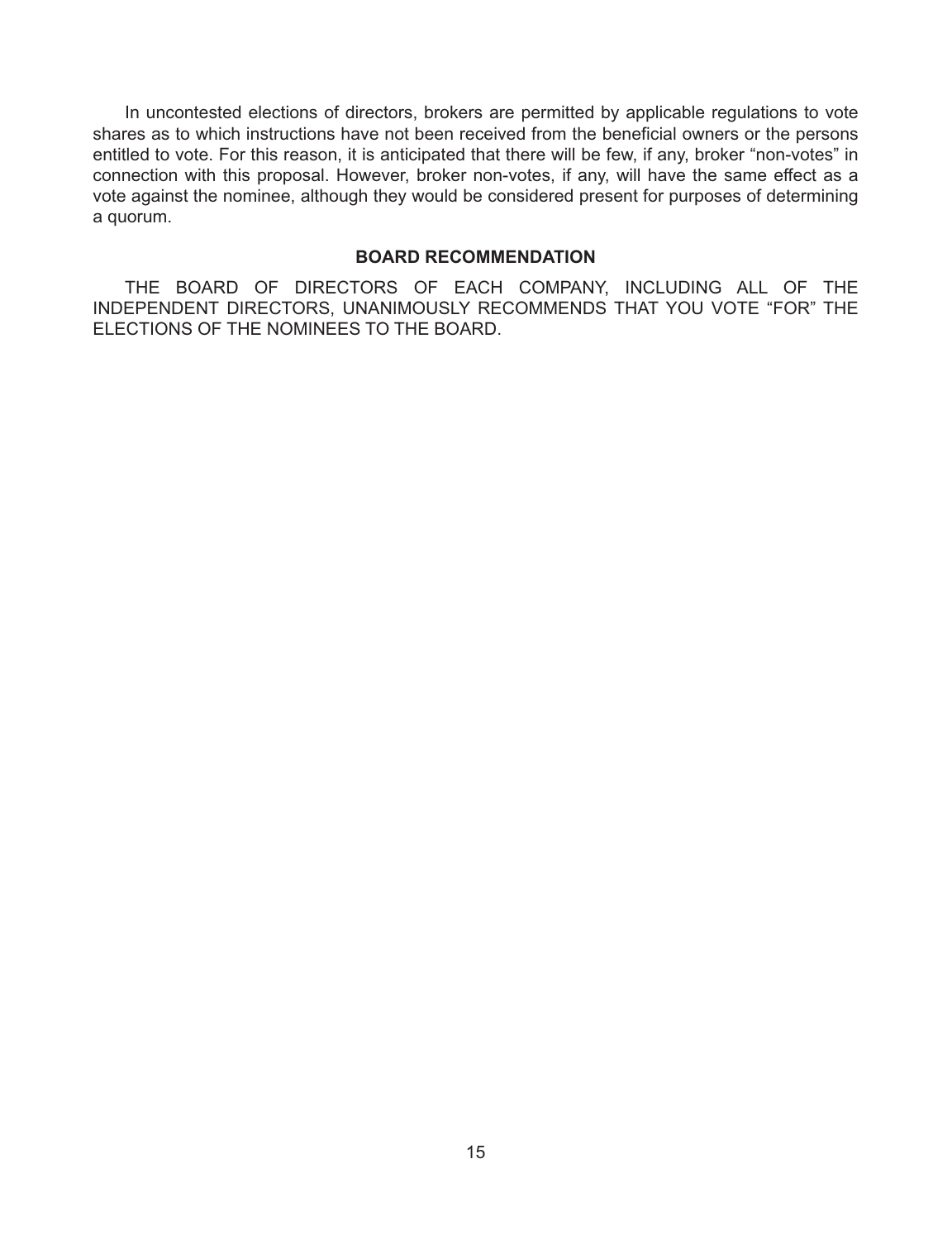In uncontested elections of directors, brokers are permitted by applicable regulations to vote shares as to which instructions have not been received from the beneficial owners or the persons entitled to vote. For this reason, it is anticipated that there will be few, if any, broker "non-votes" in connection with this proposal. However, broker non-votes, if any, will have the same effect as a vote against the nominee, although they would be considered present for purposes of determining a quorum.

## BOARD RECOMMENDATION

THE BOARD OF DIRECTORS OF EACH COMPANY, INCLUDING ALL OF THE INDEPENDENT DIRECTORS, UNANIMOUSLY RECOMMENDS THAT YOU VOTE "FOR" THE ELECTIONS OF THE NOMINEES TO THE BOARD.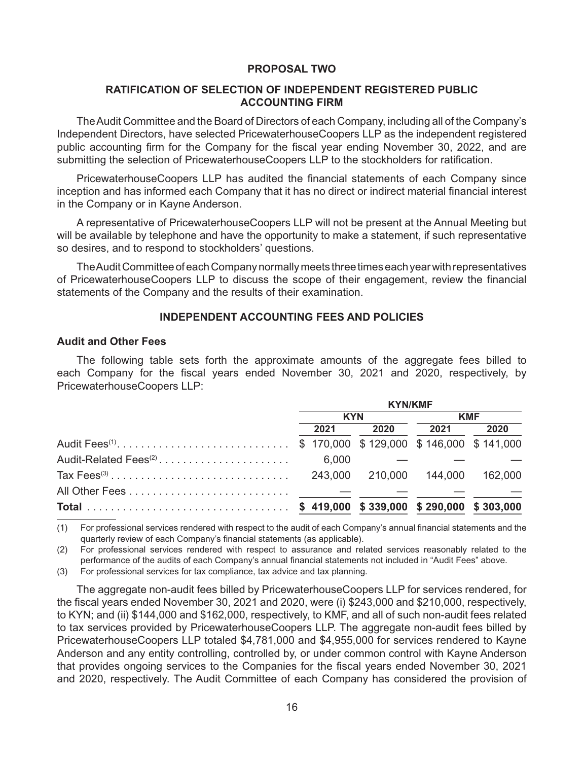## PROPOSAL TWO

## RATIFICATION OF SELECTION OF INDEPENDENT REGISTERED PUBLIC ACCOUNTING FIRM

The Audit Committee and the Board of Directors of each Company, including all of the Company's Independent Directors, have selected PricewaterhouseCoopers LLP as the independent registered public accounting firm for the Company for the fiscal year ending November 30, 2022, and are submitting the selection of PricewaterhouseCoopers LLP to the stockholders for ratification.

PricewaterhouseCoopers LLP has audited the financial statements of each Company since inception and has informed each Company that it has no direct or indirect material financial interest in the Company or in Kayne Anderson.

A representative of PricewaterhouseCoopers LLP will not be present at the Annual Meeting but will be available by telephone and have the opportunity to make a statement, if such representative so desires, and to respond to stockholders' questions.

The Audit Committee of each Company normally meets three times each year with representatives of PricewaterhouseCoopers LLP to discuss the scope of their engagement, review the financial statements of the Company and the results of their examination.

## INDEPENDENT ACCOUNTING FEES AND POLICIES

### Audit and Other Fees

The following table sets forth the approximate amounts of the aggregate fees billed to each Company for the fiscal years ended November 30, 2021 and 2020, respectively, by PricewaterhouseCoopers LLP:

| | KYN/KMF | | | |
|---|---|---|---|---|
| | KYN | | KMF | |
| | 2021 | 2020 | 2021 | 2020 |
| Audit Fees[(1)] | $ 170,000 | $ 129,000 | $ 146,000 | $ 141,000 |
| Audit-Related Fees[(2)] | 6,000 | — | — | — |
| Tax Fees[(3)] | 243,000 | 210,000 | 144,000 | 162,000 |
| All Other Fees | — | — | — | — |
| **Total** | **$ 419,000** | **$ 339,000** | **$ 290,000** | **$ 303,000** |

(1) For professional services rendered with respect to the audit of each Company's annual financial statements and the quarterly review of each Company's financial statements (as applicable).

(2) For professional services rendered with respect to assurance and related services reasonably related to the performance of the audits of each Company's annual financial statements not included in "Audit Fees" above.

(3) For professional services for tax compliance, tax advice and tax planning.

The aggregate non-audit fees billed by PricewaterhouseCoopers LLP for services rendered, for the fiscal years ended November 30, 2021 and 2020, were (i) $243,000 and $210,000, respectively, to KYN; and (ii) $144,000 and $162,000, respectively, to KMF, and all of such non-audit fees related to tax services provided by PricewaterhouseCoopers LLP. The aggregate non-audit fees billed by PricewaterhouseCoopers LLP totaled $4,781,000 and $4,955,000 for services rendered to Kayne Anderson and any entity controlling, controlled by, or under common control with Kayne Anderson that provides ongoing services to the Companies for the fiscal years ended November 30, 2021 and 2020, respectively. The Audit Committee of each Company has considered the provision of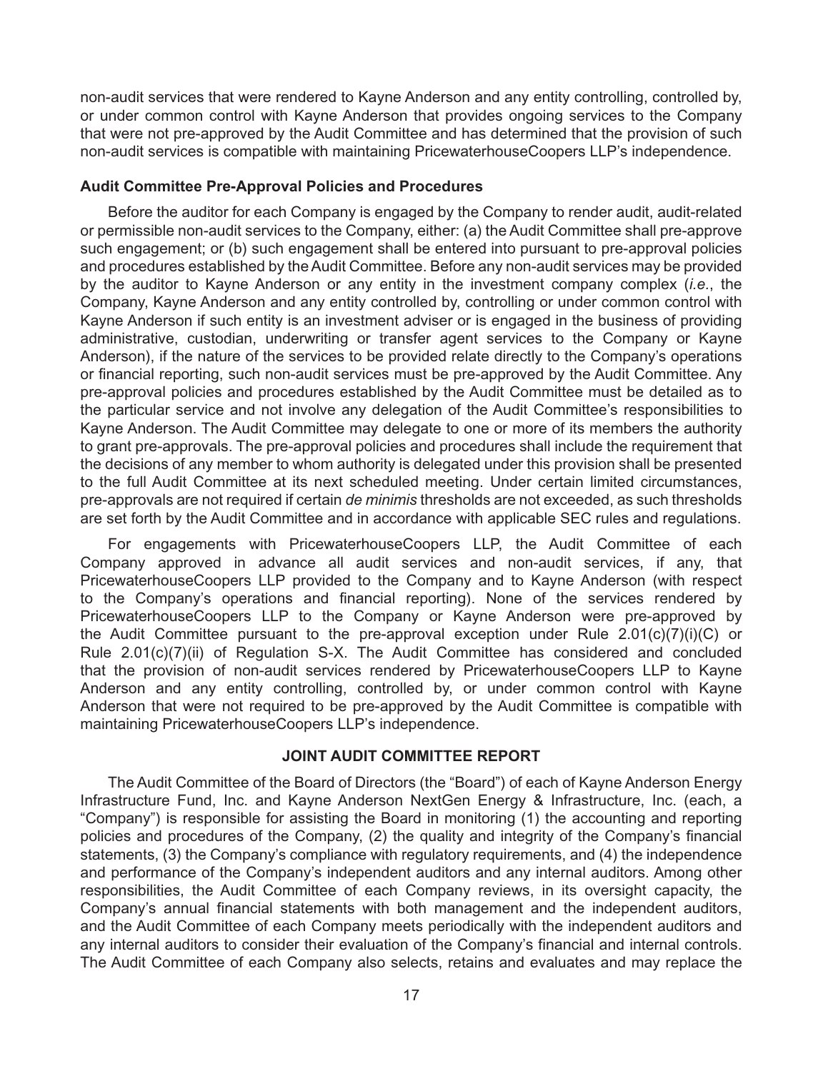non-audit services that were rendered to Kayne Anderson and any entity controlling, controlled by, or under common control with Kayne Anderson that provides ongoing services to the Company that were not pre-approved by the Audit Committee and has determined that the provision of such non-audit services is compatible with maintaining PricewaterhouseCoopers LLP's independence.

### Audit Committee Pre-Approval Policies and Procedures

Before the auditor for each Company is engaged by the Company to render audit, audit-related or permissible non-audit services to the Company, either: (a) the Audit Committee shall pre-approve such engagement; or (b) such engagement shall be entered into pursuant to pre-approval policies and procedures established by the Audit Committee. Before any non-audit services may be provided by the auditor to Kayne Anderson or any entity in the investment company complex (*i.e.*, the Company, Kayne Anderson and any entity controlled by, controlling or under common control with Kayne Anderson if such entity is an investment adviser or is engaged in the business of providing administrative, custodian, underwriting or transfer agent services to the Company or Kayne Anderson), if the nature of the services to be provided relate directly to the Company's operations or financial reporting, such non-audit services must be pre-approved by the Audit Committee. Any pre-approval policies and procedures established by the Audit Committee must be detailed as to the particular service and not involve any delegation of the Audit Committee's responsibilities to Kayne Anderson. The Audit Committee may delegate to one or more of its members the authority to grant pre-approvals. The pre-approval policies and procedures shall include the requirement that the decisions of any member to whom authority is delegated under this provision shall be presented to the full Audit Committee at its next scheduled meeting. Under certain limited circumstances, pre-approvals are not required if certain *de minimis* thresholds are not exceeded, as such thresholds are set forth by the Audit Committee and in accordance with applicable SEC rules and regulations.

For engagements with PricewaterhouseCoopers LLP, the Audit Committee of each Company approved in advance all audit services and non-audit services, if any, that PricewaterhouseCoopers LLP provided to the Company and to Kayne Anderson (with respect to the Company's operations and financial reporting). None of the services rendered by PricewaterhouseCoopers LLP to the Company or Kayne Anderson were pre-approved by the Audit Committee pursuant to the pre-approval exception under Rule 2.01(c)(7)(i)(C) or Rule 2.01(c)(7)(ii) of Regulation S-X. The Audit Committee has considered and concluded that the provision of non-audit services rendered by PricewaterhouseCoopers LLP to Kayne Anderson and any entity controlling, controlled by, or under common control with Kayne Anderson that were not required to be pre-approved by the Audit Committee is compatible with maintaining PricewaterhouseCoopers LLP's independence.

## JOINT AUDIT COMMITTEE REPORT

The Audit Committee of the Board of Directors (the "Board") of each of Kayne Anderson Energy Infrastructure Fund, Inc. and Kayne Anderson NextGen Energy & Infrastructure, Inc. (each, a "Company") is responsible for assisting the Board in monitoring (1) the accounting and reporting policies and procedures of the Company, (2) the quality and integrity of the Company's financial statements, (3) the Company's compliance with regulatory requirements, and (4) the independence and performance of the Company's independent auditors and any internal auditors. Among other responsibilities, the Audit Committee of each Company reviews, in its oversight capacity, the Company's annual financial statements with both management and the independent auditors, and the Audit Committee of each Company meets periodically with the independent auditors and any internal auditors to consider their evaluation of the Company's financial and internal controls. The Audit Committee of each Company also selects, retains and evaluates and may replace the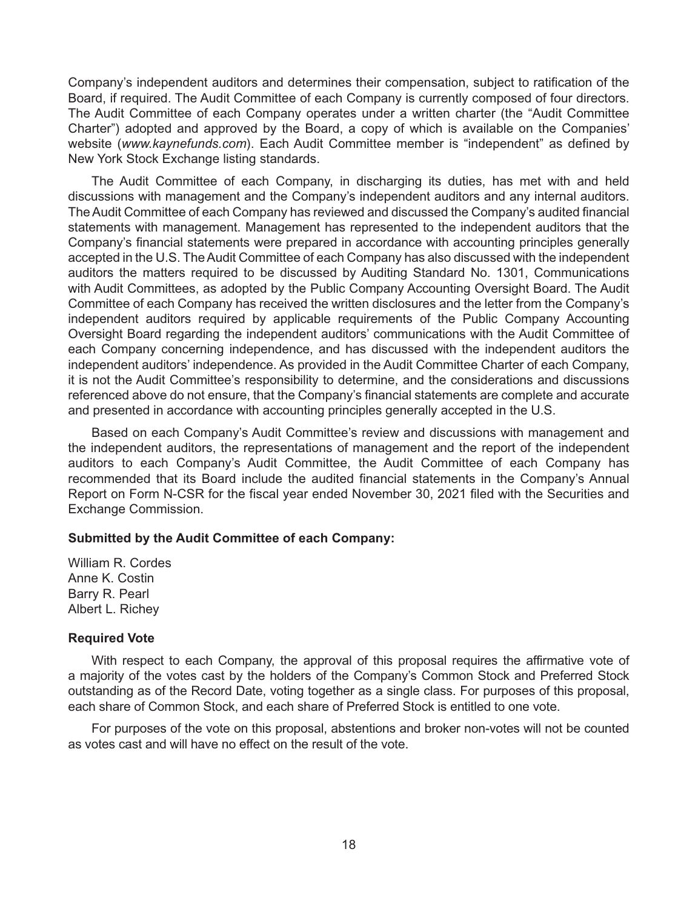Company's independent auditors and determines their compensation, subject to ratification of the Board, if required. The Audit Committee of each Company is currently composed of four directors. The Audit Committee of each Company operates under a written charter (the "Audit Committee Charter") adopted and approved by the Board, a copy of which is available on the Companies' website (*www.kaynefunds.com*). Each Audit Committee member is "independent" as defined by New York Stock Exchange listing standards.

The Audit Committee of each Company, in discharging its duties, has met with and held discussions with management and the Company's independent auditors and any internal auditors. The Audit Committee of each Company has reviewed and discussed the Company's audited financial statements with management. Management has represented to the independent auditors that the Company's financial statements were prepared in accordance with accounting principles generally accepted in the U.S. The Audit Committee of each Company has also discussed with the independent auditors the matters required to be discussed by Auditing Standard No. 1301, Communications with Audit Committees, as adopted by the Public Company Accounting Oversight Board. The Audit Committee of each Company has received the written disclosures and the letter from the Company's independent auditors required by applicable requirements of the Public Company Accounting Oversight Board regarding the independent auditors' communications with the Audit Committee of each Company concerning independence, and has discussed with the independent auditors the independent auditors' independence. As provided in the Audit Committee Charter of each Company, it is not the Audit Committee's responsibility to determine, and the considerations and discussions referenced above do not ensure, that the Company's financial statements are complete and accurate and presented in accordance with accounting principles generally accepted in the U.S.

Based on each Company's Audit Committee's review and discussions with management and the independent auditors, the representations of management and the report of the independent auditors to each Company's Audit Committee, the Audit Committee of each Company has recommended that its Board include the audited financial statements in the Company's Annual Report on Form N-CSR for the fiscal year ended November 30, 2021 filed with the Securities and Exchange Commission.

**Submitted by the Audit Committee of each Company:**

William R. Cordes
Anne K. Costin
Barry R. Pearl
Albert L. Richey

### Required Vote

With respect to each Company, the approval of this proposal requires the affirmative vote of a majority of the votes cast by the holders of the Company's Common Stock and Preferred Stock outstanding as of the Record Date, voting together as a single class. For purposes of this proposal, each share of Common Stock, and each share of Preferred Stock is entitled to one vote.

For purposes of the vote on this proposal, abstentions and broker non-votes will not be counted as votes cast and will have no effect on the result of the vote.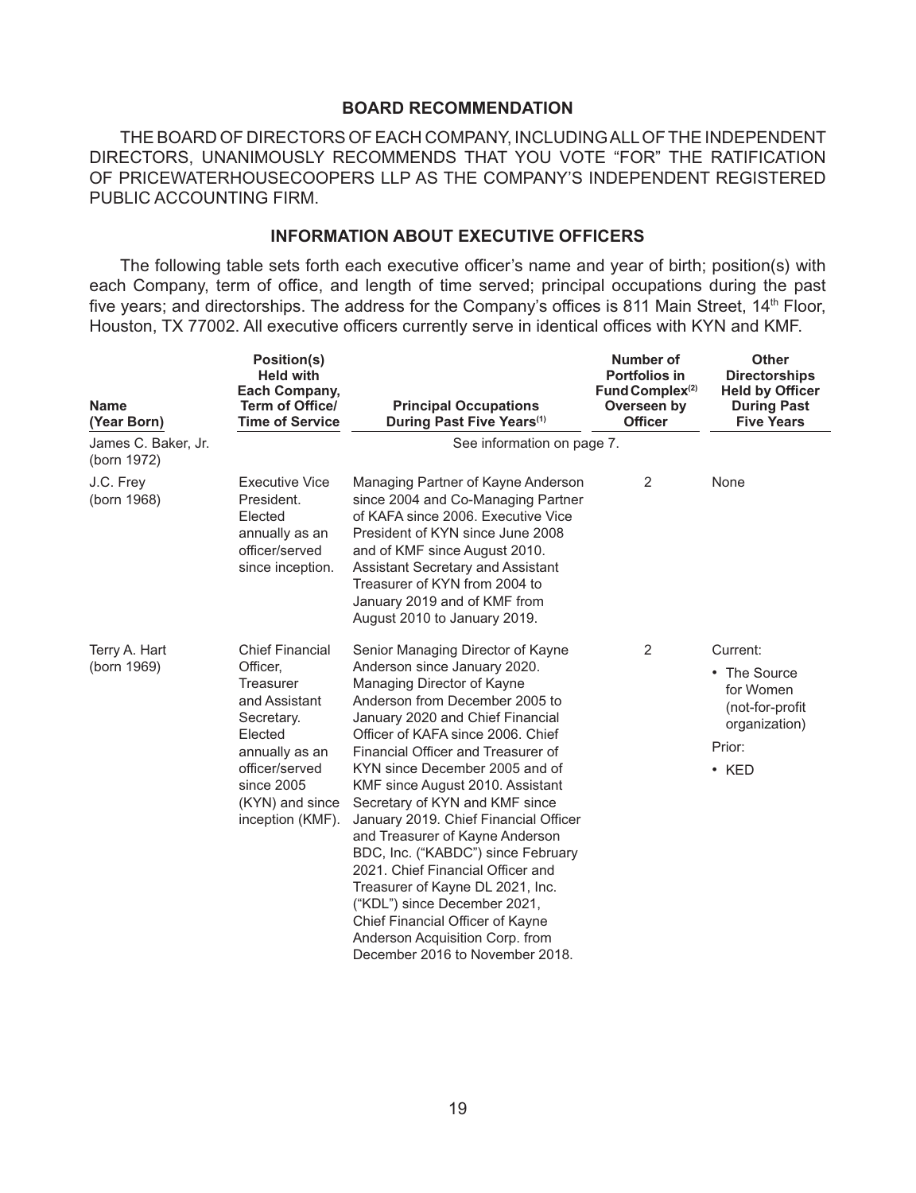## BOARD RECOMMENDATION

THE BOARD OF DIRECTORS OF EACH COMPANY, INCLUDING ALL OF THE INDEPENDENT DIRECTORS, UNANIMOUSLY RECOMMENDS THAT YOU VOTE "FOR" THE RATIFICATION OF PRICEWATERHOUSECOOPERS LLP AS THE COMPANY'S INDEPENDENT REGISTERED PUBLIC ACCOUNTING FIRM.

## INFORMATION ABOUT EXECUTIVE OFFICERS

The following table sets forth each executive officer's name and year of birth; position(s) with each Company, term of office, and length of time served; principal occupations during the past five years; and directorships. The address for the Company's offices is 811 Main Street, 14th Floor, Houston, TX 77002. All executive officers currently serve in identical offices with KYN and KMF.

| Name (Year Born) | Position(s) Held with Each Company, Term of Office/ Time of Service | Principal Occupations During Past Five Years[1] | Number of Portfolios in Fund Complex[2] Overseen by Officer | Other Directorships Held by Officer During Past Five Years |
|---|---|---|---|---|
| James C. Baker, Jr. (born 1972) | | See information on page 7. | | |
| J.C. Frey (born 1968) | Executive Vice President. Elected annually as an officer/served since inception. | Managing Partner of Kayne Anderson since 2004 and Co-Managing Partner of KAFA since 2006. Executive Vice President of KYN since June 2008 and of KMF since August 2010. Assistant Secretary and Assistant Treasurer of KYN from 2004 to January 2019 and of KMF from August 2010 to January 2019. | 2 | None |
| Terry A. Hart (born 1969) | Chief Financial Officer, Treasurer and Assistant Secretary. Elected annually as an officer/served since 2005 (KYN) and since inception (KMF). | Senior Managing Director of Kayne Anderson since January 2020. Managing Director of Kayne Anderson from December 2005 to January 2020 and Chief Financial Officer of KAFA since 2006. Chief Financial Officer and Treasurer of KYN since December 2005 and of KMF since August 2010. Assistant Secretary of KYN and KMF since January 2019. Chief Financial Officer and Treasurer of Kayne Anderson BDC, Inc. ("KABDC") since February 2021. Chief Financial Officer and Treasurer of Kayne DL 2021, Inc. ("KDL") since December 2021, Chief Financial Officer of Kayne Anderson Acquisition Corp. from December 2016 to November 2018. | 2 | Current:<br>• The Source for Women (not-for-profit organization)<br>Prior:<br>• KED |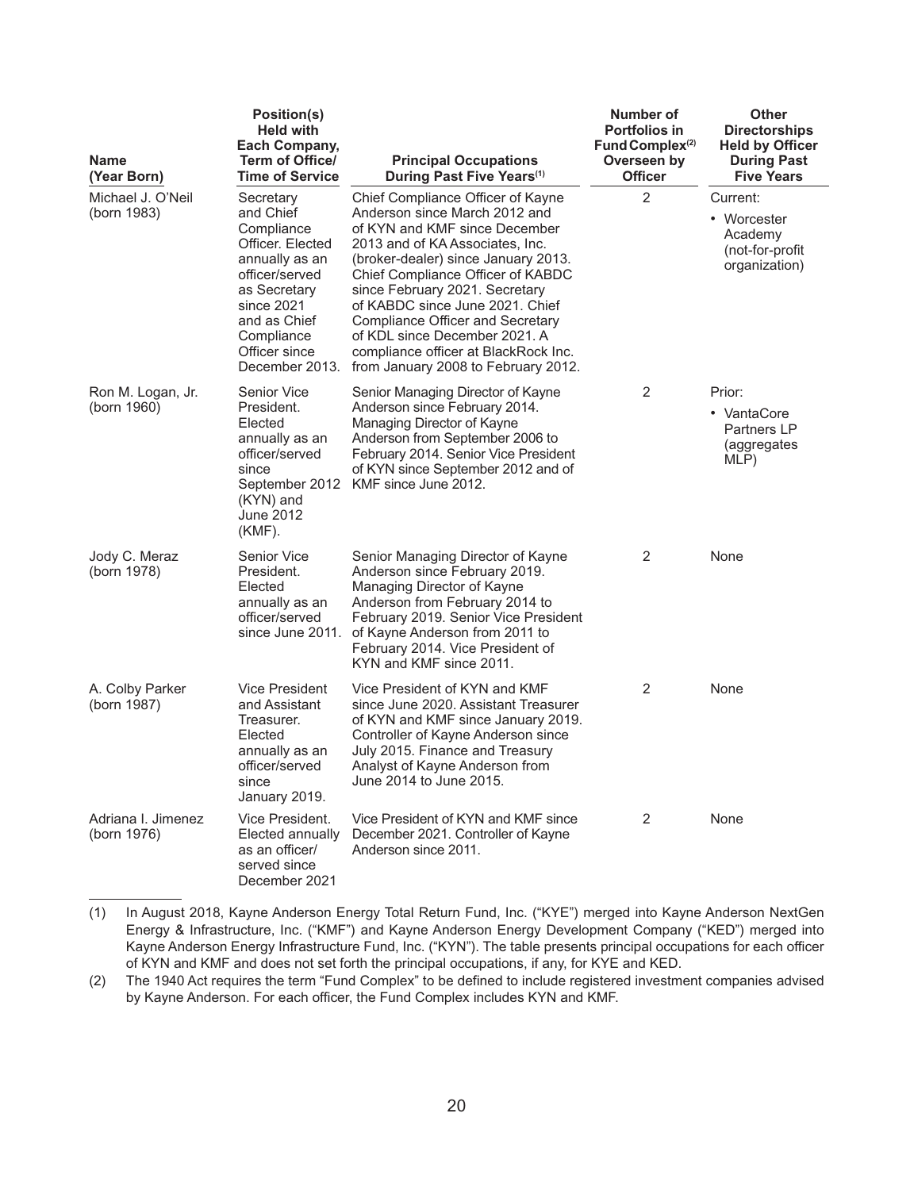| Name (Year Born) | Position(s) Held with Each Company, Term of Office/ Time of Service | Principal Occupations During Past Five Years[(1)] | Number of Portfolios in Fund Complex[(2)] Overseen by Officer | Other Directorships Held by Officer During Past Five Years |
|---|---|---|---|---|
| Michael J. O'Neil (born 1983) | Secretary and Chief Compliance Officer. Elected annually as an officer/served as Secretary since 2021 and as Chief Compliance Officer since December 2013. | Chief Compliance Officer of Kayne Anderson since March 2012 and of KYN and KMF since December 2013 and of KA Associates, Inc. (broker-dealer) since January 2013. Chief Compliance Officer of KABDC since February 2021. Secretary of KABDC since June 2021. Chief Compliance Officer and Secretary of KDL since December 2021. A compliance officer at BlackRock Inc. from January 2008 to February 2012. | 2 | Current: • Worcester Academy (not-for-profit organization) |
| Ron M. Logan, Jr. (born 1960) | Senior Vice President. Elected annually as an officer/served since September 2012 (KYN) and June 2012 (KMF). | Senior Managing Director of Kayne Anderson since February 2014. Managing Director of Kayne Anderson from September 2006 to February 2014. Senior Vice President of KYN since September 2012 and of KMF since June 2012. | 2 | Prior: • VantaCore Partners LP (aggregates MLP) |
| Jody C. Meraz (born 1978) | Senior Vice President. Elected annually as an officer/served since June 2011. | Senior Managing Director of Kayne Anderson since February 2019. Managing Director of Kayne Anderson from February 2014 to February 2019. Senior Vice President of Kayne Anderson from 2011 to February 2014. Vice President of KYN and KMF since 2011. | 2 | None |
| A. Colby Parker (born 1987) | Vice President and Assistant Treasurer. Elected annually as an officer/served since January 2019. | Vice President of KYN and KMF since June 2020. Assistant Treasurer of KYN and KMF since January 2019. Controller of Kayne Anderson since July 2015. Finance and Treasury Analyst of Kayne Anderson from June 2014 to June 2015. | 2 | None |
| Adriana I. Jimenez (born 1976) | Vice President. Elected annually as an officer/ served since December 2021 | Vice President of KYN and KMF since December 2021. Controller of Kayne Anderson since 2011. | 2 | None |

(1) In August 2018, Kayne Anderson Energy Total Return Fund, Inc. ("KYE") merged into Kayne Anderson NextGen Energy & Infrastructure, Inc. ("KMF") and Kayne Anderson Energy Development Company ("KED") merged into Kayne Anderson Energy Infrastructure Fund, Inc. ("KYN"). The table presents principal occupations for each officer of KYN and KMF and does not set forth the principal occupations, if any, for KYE and KED.

(2) The 1940 Act requires the term "Fund Complex" to be defined to include registered investment companies advised by Kayne Anderson. For each officer, the Fund Complex includes KYN and KMF.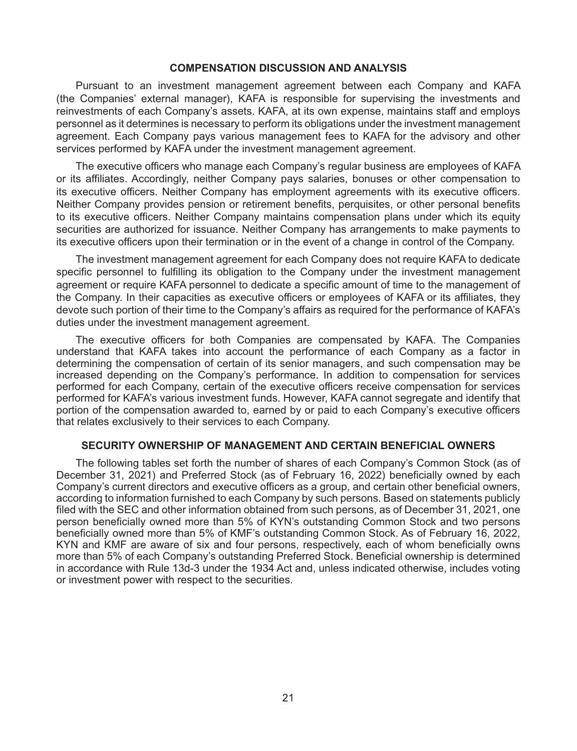## COMPENSATION DISCUSSION AND ANALYSIS

Pursuant to an investment management agreement between each Company and KAFA (the Companies' external manager), KAFA is responsible for supervising the investments and reinvestments of each Company's assets. KAFA, at its own expense, maintains staff and employs personnel as it determines is necessary to perform its obligations under the investment management agreement. Each Company pays various management fees to KAFA for the advisory and other services performed by KAFA under the investment management agreement.

The executive officers who manage each Company's regular business are employees of KAFA or its affiliates. Accordingly, neither Company pays salaries, bonuses or other compensation to its executive officers. Neither Company has employment agreements with its executive officers. Neither Company provides pension or retirement benefits, perquisites, or other personal benefits to its executive officers. Neither Company maintains compensation plans under which its equity securities are authorized for issuance. Neither Company has arrangements to make payments to its executive officers upon their termination or in the event of a change in control of the Company.

The investment management agreement for each Company does not require KAFA to dedicate specific personnel to fulfilling its obligation to the Company under the investment management agreement or require KAFA personnel to dedicate a specific amount of time to the management of the Company. In their capacities as executive officers or employees of KAFA or its affiliates, they devote such portion of their time to the Company's affairs as required for the performance of KAFA's duties under the investment management agreement.

The executive officers for both Companies are compensated by KAFA. The Companies understand that KAFA takes into account the performance of each Company as a factor in determining the compensation of certain of its senior managers, and such compensation may be increased depending on the Company's performance. In addition to compensation for services performed for each Company, certain of the executive officers receive compensation for services performed for KAFA's various investment funds. However, KAFA cannot segregate and identify that portion of the compensation awarded to, earned by or paid to each Company's executive officers that relates exclusively to their services to each Company.

## SECURITY OWNERSHIP OF MANAGEMENT AND CERTAIN BENEFICIAL OWNERS

The following tables set forth the number of shares of each Company's Common Stock (as of December 31, 2021) and Preferred Stock (as of February 16, 2022) beneficially owned by each Company's current directors and executive officers as a group, and certain other beneficial owners, according to information furnished to each Company by such persons. Based on statements publicly filed with the SEC and other information obtained from such persons, as of December 31, 2021, one person beneficially owned more than 5% of KYN's outstanding Common Stock and two persons beneficially owned more than 5% of KMF's outstanding Common Stock. As of February 16, 2022, KYN and KMF are aware of six and four persons, respectively, each of whom beneficially owns more than 5% of each Company's outstanding Preferred Stock. Beneficial ownership is determined in accordance with Rule 13d-3 under the 1934 Act and, unless indicated otherwise, includes voting or investment power with respect to the securities.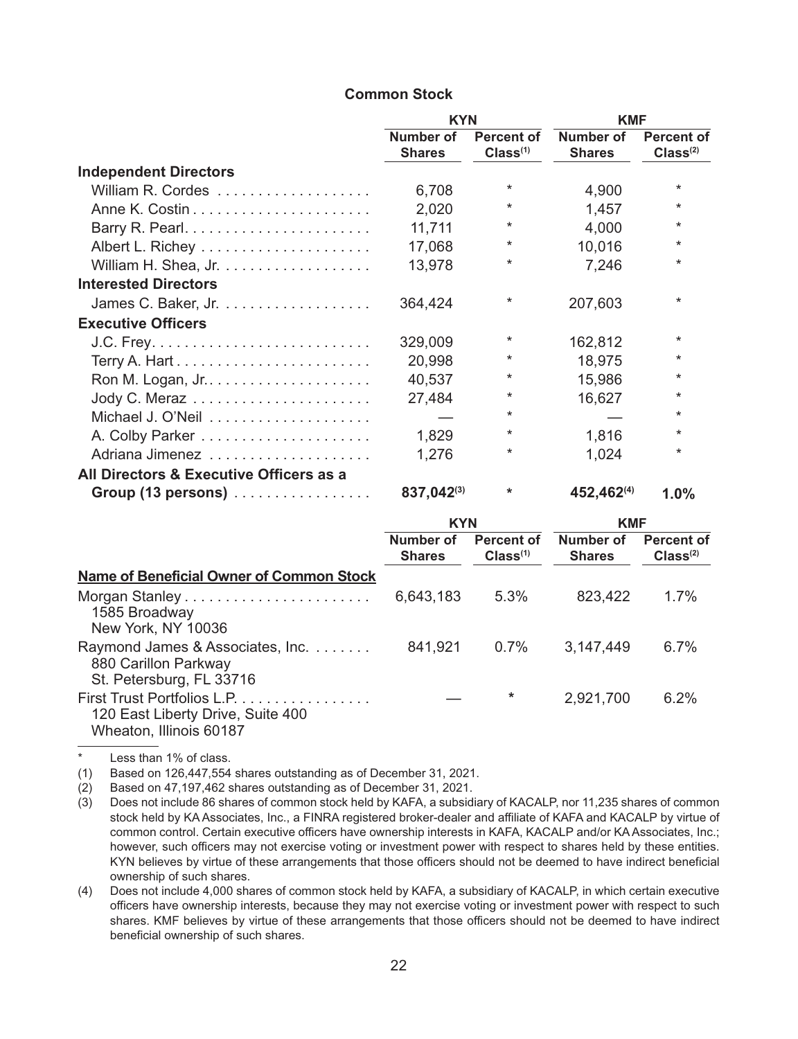### Common Stock

| | KYN | | KMF | |
|---|---|---|---|---|
| | Number of Shares | Percent of Class[(1)] | Number of Shares | Percent of Class[(2)] |
| **Independent Directors** | | | | |
| William R. Cordes | 6,708 | * | 4,900 | * |
| Anne K. Costin | 2,020 | * | 1,457 | * |
| Barry R. Pearl | 11,711 | * | 4,000 | * |
| Albert L. Richey | 17,068 | * | 10,016 | * |
| William H. Shea, Jr. | 13,978 | * | 7,246 | * |
| **Interested Directors** | | | | |
| James C. Baker, Jr. | 364,424 | * | 207,603 | * |
| **Executive Officers** | | | | |
| J.C. Frey | 329,009 | * | 162,812 | * |
| Terry A. Hart | 20,998 | * | 18,975 | * |
| Ron M. Logan, Jr. | 40,537 | * | 15,986 | * |
| Jody C. Meraz | 27,484 | * | 16,627 | * |
| Michael J. O'Neil | — | * | — | * |
| A. Colby Parker | 1,829 | * | 1,816 | * |
| Adriana Jimenez | 1,276 | * | 1,024 | * |
| **All Directors & Executive Officers as a Group (13 persons)** | **837,042[(3)]** | * | **452,462[(4)]** | **1.0%** |

| | KYN | | KMF | |
|---|---|---|---|---|
| | Number of Shares | Percent of Class[(1)] | Number of Shares | Percent of Class[(2)] |
| **Name of Beneficial Owner of Common Stock** | | | | |
| Morgan Stanley<br>1585 Broadway<br>New York, NY 10036 | 6,643,183 | 5.3% | 823,422 | 1.7% |
| Raymond James & Associates, Inc.<br>880 Carillon Parkway<br>St. Petersburg, FL 33716 | 841,921 | 0.7% | 3,147,449 | 6.7% |
| First Trust Portfolios L.P.<br>120 East Liberty Drive, Suite 400<br>Wheaton, Illinois 60187 | — | * | 2,921,700 | 6.2% |

\* Less than 1% of class.

(1) Based on 126,447,554 shares outstanding as of December 31, 2021.

(2) Based on 47,197,462 shares outstanding as of December 31, 2021.

(3) Does not include 86 shares of common stock held by KAFA, a subsidiary of KACALP, nor 11,235 shares of common stock held by KA Associates, Inc., a FINRA registered broker-dealer and affiliate of KAFA and KACALP by virtue of common control. Certain executive officers have ownership interests in KAFA, KACALP and/or KA Associates, Inc.; however, such officers may not exercise voting or investment power with respect to shares held by these entities. KYN believes by virtue of these arrangements that those officers should not be deemed to have indirect beneficial ownership of such shares.

(4) Does not include 4,000 shares of common stock held by KAFA, a subsidiary of KACALP, in which certain executive officers have ownership interests, because they may not exercise voting or investment power with respect to such shares. KMF believes by virtue of these arrangements that those officers should not be deemed to have indirect beneficial ownership of such shares.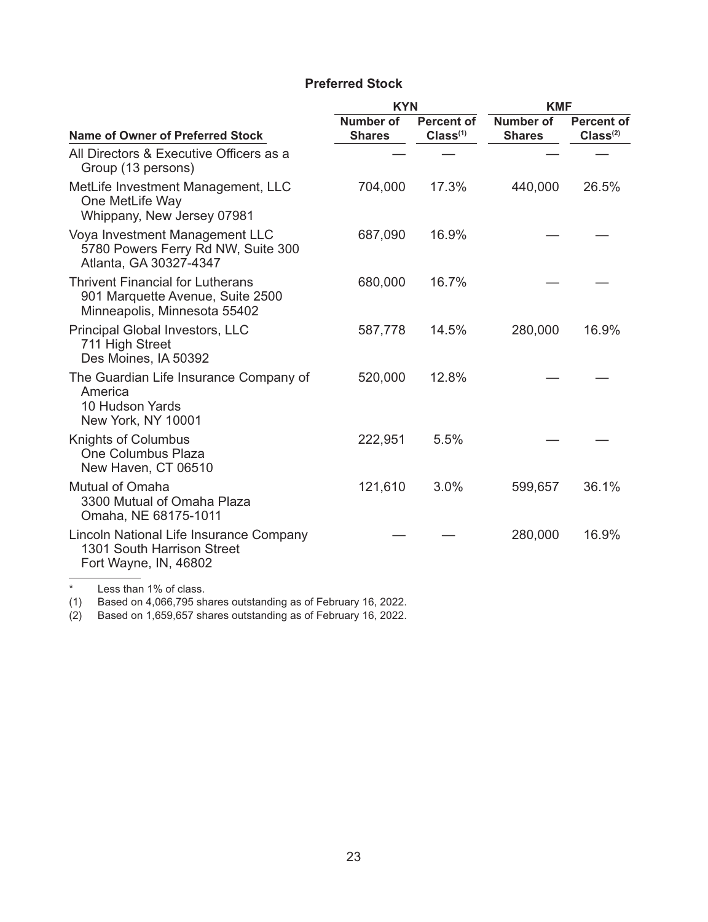### Preferred Stock

| Name of Owner of Preferred Stock | KYN | | KMF | |
|---|---|---|---|---|
| | Number of Shares | Percent of Class[(1)] | Number of Shares | Percent of Class[(2)] |
| All Directors & Executive Officers as a Group (13 persons) | — | — | — | — |
| MetLife Investment Management, LLC<br>One MetLife Way<br>Whippany, New Jersey 07981 | 704,000 | 17.3% | 440,000 | 26.5% |
| Voya Investment Management LLC<br>5780 Powers Ferry Rd NW, Suite 300<br>Atlanta, GA 30327-4347 | 687,090 | 16.9% | — | — |
| Thrivent Financial for Lutherans<br>901 Marquette Avenue, Suite 2500<br>Minneapolis, Minnesota 55402 | 680,000 | 16.7% | — | — |
| Principal Global Investors, LLC<br>711 High Street<br>Des Moines, IA 50392 | 587,778 | 14.5% | 280,000 | 16.9% |
| The Guardian Life Insurance Company of America<br>10 Hudson Yards<br>New York, NY 10001 | 520,000 | 12.8% | — | — |
| Knights of Columbus<br>One Columbus Plaza<br>New Haven, CT 06510 | 222,951 | 5.5% | — | — |
| Mutual of Omaha<br>3300 Mutual of Omaha Plaza<br>Omaha, NE 68175-1011 | 121,610 | 3.0% | 599,657 | 36.1% |
| Lincoln National Life Insurance Company<br>1301 South Harrison Street<br>Fort Wayne, IN, 46802 | — | — | 280,000 | 16.9% |

\* Less than 1% of class.

(1) Based on 4,066,795 shares outstanding as of February 16, 2022.

(2) Based on 1,659,657 shares outstanding as of February 16, 2022.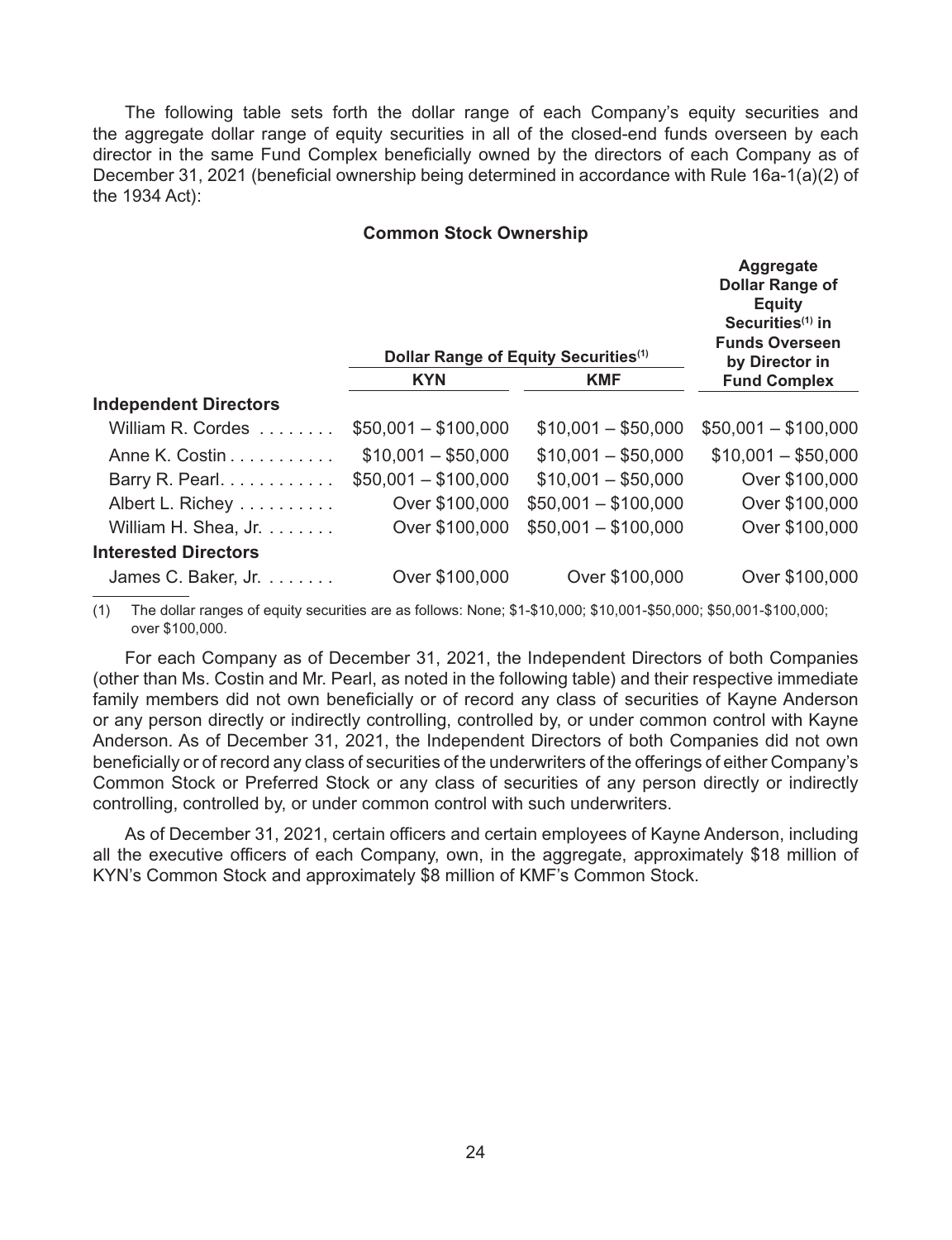The following table sets forth the dollar range of each Company's equity securities and the aggregate dollar range of equity securities in all of the closed-end funds overseen by each director in the same Fund Complex beneficially owned by the directors of each Company as of December 31, 2021 (beneficial ownership being determined in accordance with Rule 16a-1(a)(2) of the 1934 Act):

**Common Stock Ownership**

| | Dollar Range of Equity Securities[(1)] | | Aggregate Dollar Range of Equity Securities[(1)] in Funds Overseen by Director in Fund Complex |
|---|---|---|---|
| | **KYN** | **KMF** | |
| **Independent Directors** | | | |
| William R. Cordes | \$50,001 – \$100,000 | \$10,001 – \$50,000 | \$50,001 – \$100,000 |
| Anne K. Costin | \$10,001 – \$50,000 | \$10,001 – \$50,000 | \$10,001 – \$50,000 |
| Barry R. Pearl | \$50,001 – \$100,000 | \$10,001 – \$50,000 | Over \$100,000 |
| Albert L. Richey | Over \$100,000 | \$50,001 – \$100,000 | Over \$100,000 |
| William H. Shea, Jr. | Over \$100,000 | \$50,001 – \$100,000 | Over \$100,000 |
| **Interested Directors** | | | |
| James C. Baker, Jr. | Over \$100,000 | Over \$100,000 | Over \$100,000 |

(1) The dollar ranges of equity securities are as follows: None; \$1-\$10,000; \$10,001-\$50,000; \$50,001-\$100,000; over \$100,000.

For each Company as of December 31, 2021, the Independent Directors of both Companies (other than Ms. Costin and Mr. Pearl, as noted in the following table) and their respective immediate family members did not own beneficially or of record any class of securities of Kayne Anderson or any person directly or indirectly controlling, controlled by, or under common control with Kayne Anderson. As of December 31, 2021, the Independent Directors of both Companies did not own beneficially or of record any class of securities of the underwriters of the offerings of either Company's Common Stock or Preferred Stock or any class of securities of any person directly or indirectly controlling, controlled by, or under common control with such underwriters.

As of December 31, 2021, certain officers and certain employees of Kayne Anderson, including all the executive officers of each Company, own, in the aggregate, approximately \$18 million of KYN's Common Stock and approximately \$8 million of KMF's Common Stock.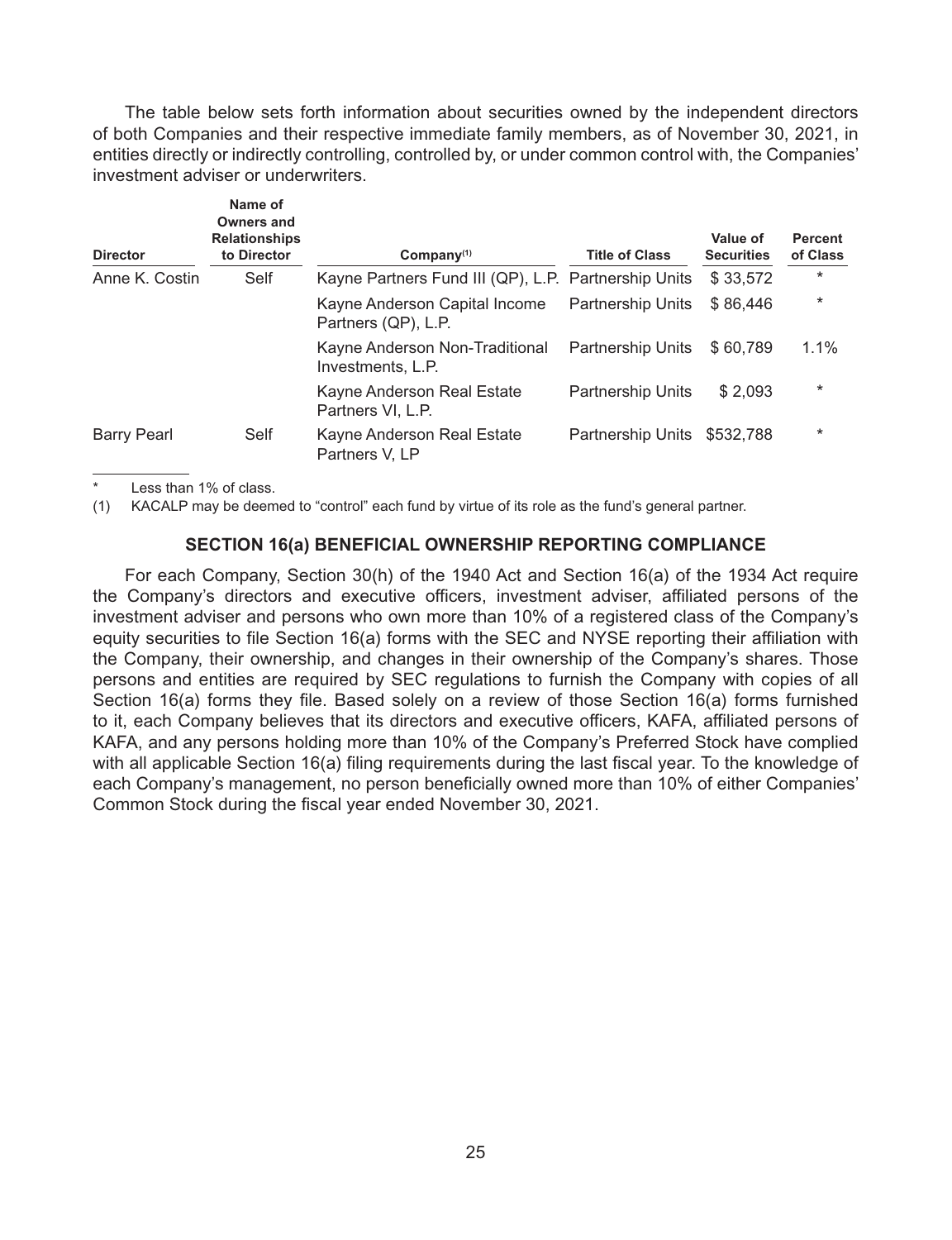The table below sets forth information about securities owned by the independent directors of both Companies and their respective immediate family members, as of November 30, 2021, in entities directly or indirectly controlling, controlled by, or under common control with, the Companies' investment adviser or underwriters.

| Director | Name of Owners and Relationships to Director | Company[(1)] | Title of Class | Value of Securities | Percent of Class |
|---|---|---|---|---|---|
| Anne K. Costin | Self | Kayne Partners Fund III (QP), L.P. | Partnership Units | $ 33,572 | * |
| | | Kayne Anderson Capital Income Partners (QP), L.P. | Partnership Units | $ 86,446 | * |
| | | Kayne Anderson Non-Traditional Investments, L.P. | Partnership Units | $ 60,789 | 1.1% |
| | | Kayne Anderson Real Estate Partners VI, L.P. | Partnership Units | $ 2,093 | * |
| Barry Pearl | Self | Kayne Anderson Real Estate Partners V, LP | Partnership Units | $532,788 | * |

\* Less than 1% of class.

(1) KACALP may be deemed to "control" each fund by virtue of its role as the fund's general partner.

## SECTION 16(a) BENEFICIAL OWNERSHIP REPORTING COMPLIANCE

For each Company, Section 30(h) of the 1940 Act and Section 16(a) of the 1934 Act require the Company's directors and executive officers, investment adviser, affiliated persons of the investment adviser and persons who own more than 10% of a registered class of the Company's equity securities to file Section 16(a) forms with the SEC and NYSE reporting their affiliation with the Company, their ownership, and changes in their ownership of the Company's shares. Those persons and entities are required by SEC regulations to furnish the Company with copies of all Section 16(a) forms they file. Based solely on a review of those Section 16(a) forms furnished to it, each Company believes that its directors and executive officers, KAFA, affiliated persons of KAFA, and any persons holding more than 10% of the Company's Preferred Stock have complied with all applicable Section 16(a) filing requirements during the last fiscal year. To the knowledge of each Company's management, no person beneficially owned more than 10% of either Companies' Common Stock during the fiscal year ended November 30, 2021.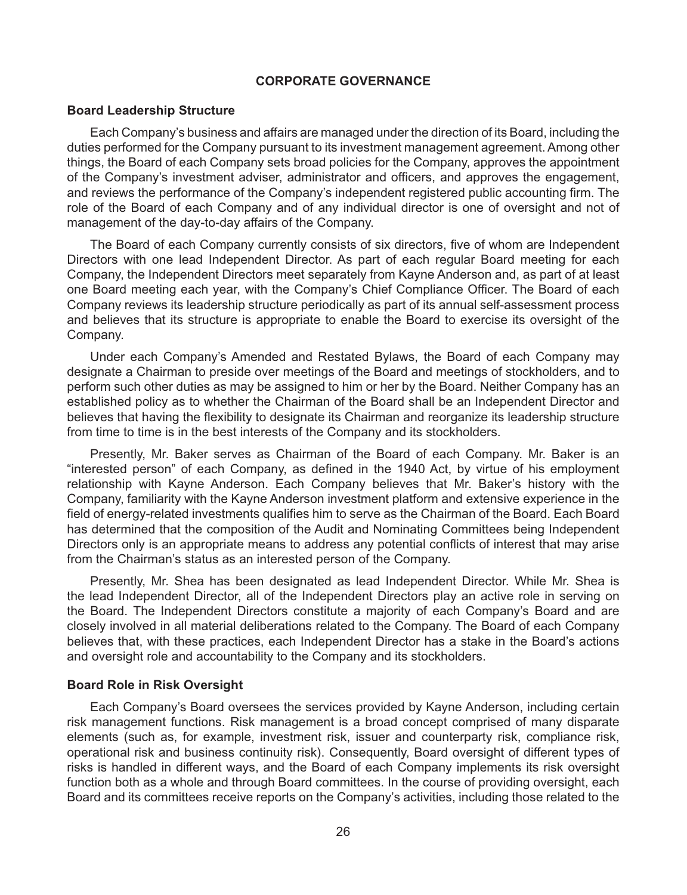## CORPORATE GOVERNANCE

### Board Leadership Structure

Each Company's business and affairs are managed under the direction of its Board, including the duties performed for the Company pursuant to its investment management agreement. Among other things, the Board of each Company sets broad policies for the Company, approves the appointment of the Company's investment adviser, administrator and officers, and approves the engagement, and reviews the performance of the Company's independent registered public accounting firm. The role of the Board of each Company and of any individual director is one of oversight and not of management of the day-to-day affairs of the Company.

The Board of each Company currently consists of six directors, five of whom are Independent Directors with one lead Independent Director. As part of each regular Board meeting for each Company, the Independent Directors meet separately from Kayne Anderson and, as part of at least one Board meeting each year, with the Company's Chief Compliance Officer. The Board of each Company reviews its leadership structure periodically as part of its annual self-assessment process and believes that its structure is appropriate to enable the Board to exercise its oversight of the Company.

Under each Company's Amended and Restated Bylaws, the Board of each Company may designate a Chairman to preside over meetings of the Board and meetings of stockholders, and to perform such other duties as may be assigned to him or her by the Board. Neither Company has an established policy as to whether the Chairman of the Board shall be an Independent Director and believes that having the flexibility to designate its Chairman and reorganize its leadership structure from time to time is in the best interests of the Company and its stockholders.

Presently, Mr. Baker serves as Chairman of the Board of each Company. Mr. Baker is an "interested person" of each Company, as defined in the 1940 Act, by virtue of his employment relationship with Kayne Anderson. Each Company believes that Mr. Baker's history with the Company, familiarity with the Kayne Anderson investment platform and extensive experience in the field of energy-related investments qualifies him to serve as the Chairman of the Board. Each Board has determined that the composition of the Audit and Nominating Committees being Independent Directors only is an appropriate means to address any potential conflicts of interest that may arise from the Chairman's status as an interested person of the Company.

Presently, Mr. Shea has been designated as lead Independent Director. While Mr. Shea is the lead Independent Director, all of the Independent Directors play an active role in serving on the Board. The Independent Directors constitute a majority of each Company's Board and are closely involved in all material deliberations related to the Company. The Board of each Company believes that, with these practices, each Independent Director has a stake in the Board's actions and oversight role and accountability to the Company and its stockholders.

### Board Role in Risk Oversight

Each Company's Board oversees the services provided by Kayne Anderson, including certain risk management functions. Risk management is a broad concept comprised of many disparate elements (such as, for example, investment risk, issuer and counterparty risk, compliance risk, operational risk and business continuity risk). Consequently, Board oversight of different types of risks is handled in different ways, and the Board of each Company implements its risk oversight function both as a whole and through Board committees. In the course of providing oversight, each Board and its committees receive reports on the Company's activities, including those related to the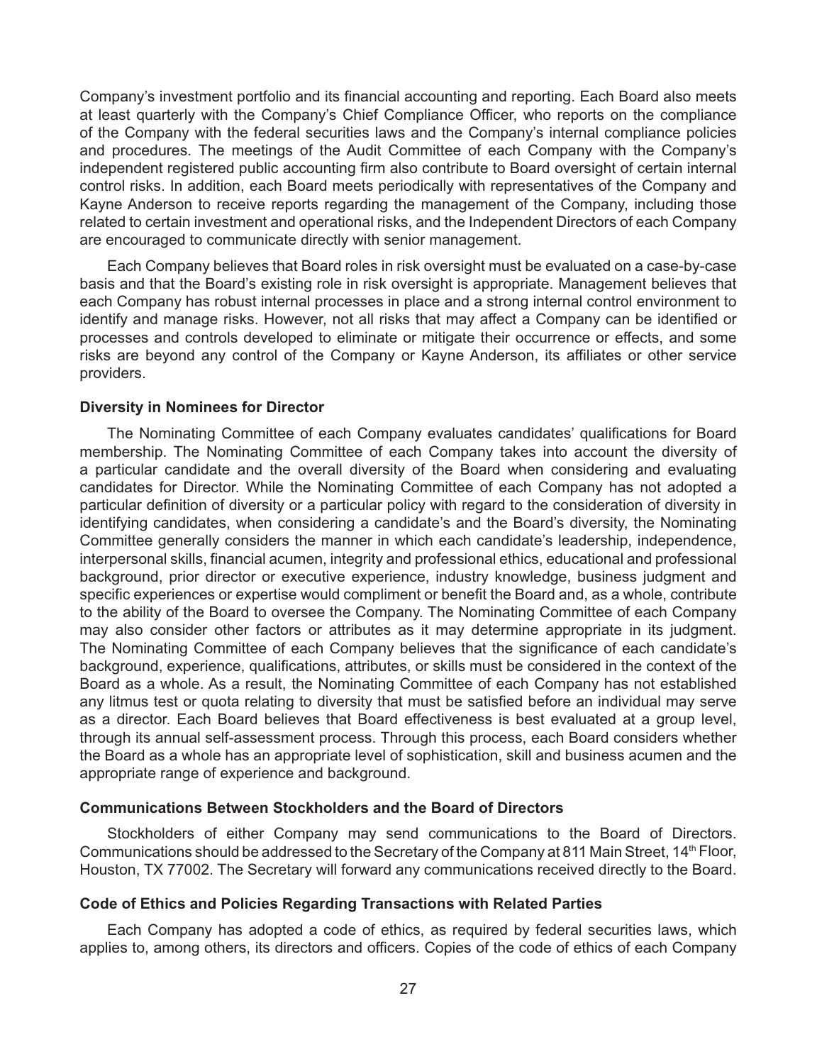Company's investment portfolio and its financial accounting and reporting. Each Board also meets at least quarterly with the Company's Chief Compliance Officer, who reports on the compliance of the Company with the federal securities laws and the Company's internal compliance policies and procedures. The meetings of the Audit Committee of each Company with the Company's independent registered public accounting firm also contribute to Board oversight of certain internal control risks. In addition, each Board meets periodically with representatives of the Company and Kayne Anderson to receive reports regarding the management of the Company, including those related to certain investment and operational risks, and the Independent Directors of each Company are encouraged to communicate directly with senior management.

Each Company believes that Board roles in risk oversight must be evaluated on a case-by-case basis and that the Board's existing role in risk oversight is appropriate. Management believes that each Company has robust internal processes in place and a strong internal control environment to identify and manage risks. However, not all risks that may affect a Company can be identified or processes and controls developed to eliminate or mitigate their occurrence or effects, and some risks are beyond any control of the Company or Kayne Anderson, its affiliates or other service providers.

### Diversity in Nominees for Director

The Nominating Committee of each Company evaluates candidates' qualifications for Board membership. The Nominating Committee of each Company takes into account the diversity of a particular candidate and the overall diversity of the Board when considering and evaluating candidates for Director. While the Nominating Committee of each Company has not adopted a particular definition of diversity or a particular policy with regard to the consideration of diversity in identifying candidates, when considering a candidate's and the Board's diversity, the Nominating Committee generally considers the manner in which each candidate's leadership, independence, interpersonal skills, financial acumen, integrity and professional ethics, educational and professional background, prior director or executive experience, industry knowledge, business judgment and specific experiences or expertise would compliment or benefit the Board and, as a whole, contribute to the ability of the Board to oversee the Company. The Nominating Committee of each Company may also consider other factors or attributes as it may determine appropriate in its judgment. The Nominating Committee of each Company believes that the significance of each candidate's background, experience, qualifications, attributes, or skills must be considered in the context of the Board as a whole. As a result, the Nominating Committee of each Company has not established any litmus test or quota relating to diversity that must be satisfied before an individual may serve as a director. Each Board believes that Board effectiveness is best evaluated at a group level, through its annual self-assessment process. Through this process, each Board considers whether the Board as a whole has an appropriate level of sophistication, skill and business acumen and the appropriate range of experience and background.

### Communications Between Stockholders and the Board of Directors

Stockholders of either Company may send communications to the Board of Directors. Communications should be addressed to the Secretary of the Company at 811 Main Street, 14th Floor, Houston, TX 77002. The Secretary will forward any communications received directly to the Board.

### Code of Ethics and Policies Regarding Transactions with Related Parties

Each Company has adopted a code of ethics, as required by federal securities laws, which applies to, among others, its directors and officers. Copies of the code of ethics of each Company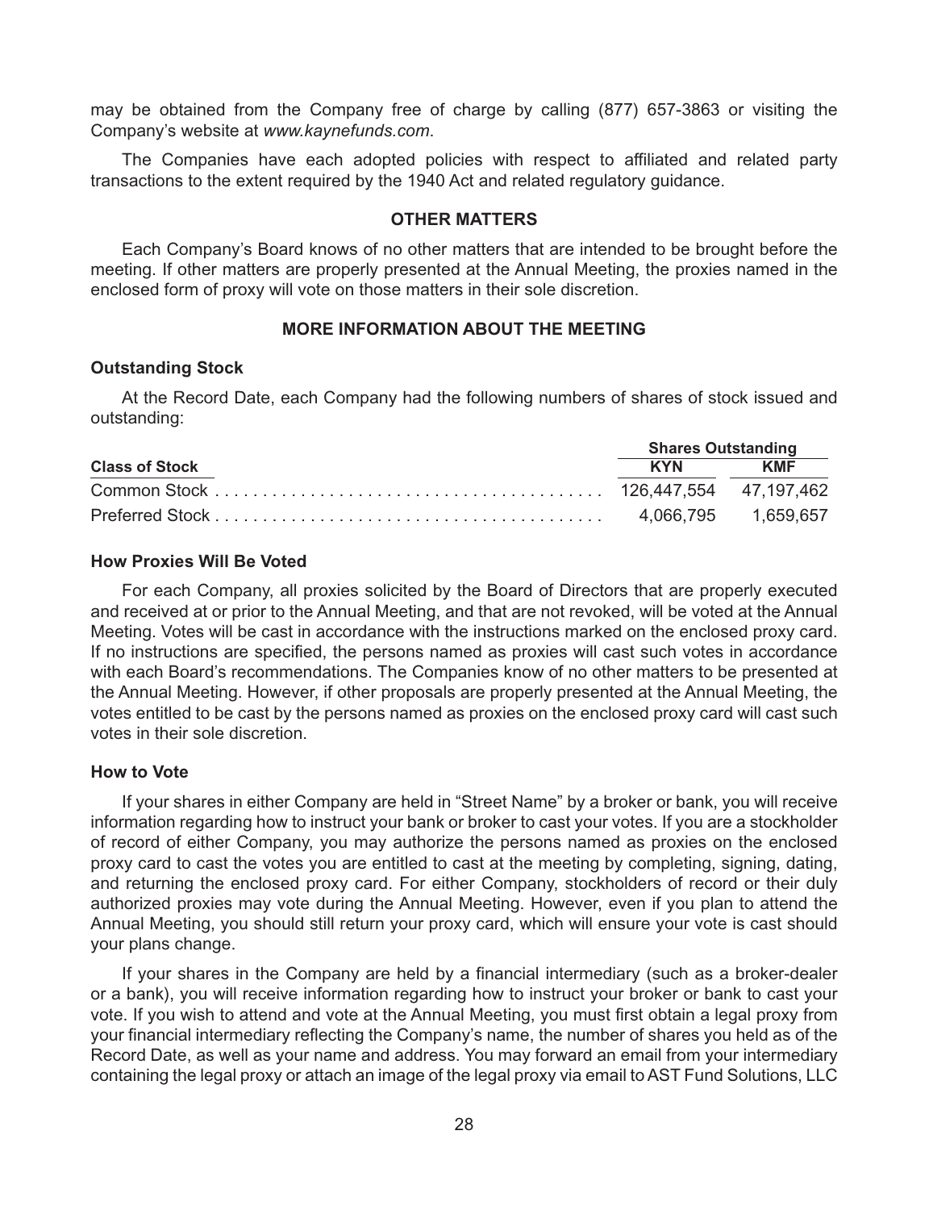may be obtained from the Company free of charge by calling (877) 657-3863 or visiting the Company's website at *www.kaynefunds.com*.

The Companies have each adopted policies with respect to affiliated and related party transactions to the extent required by the 1940 Act and related regulatory guidance.

## OTHER MATTERS

Each Company's Board knows of no other matters that are intended to be brought before the meeting. If other matters are properly presented at the Annual Meeting, the proxies named in the enclosed form of proxy will vote on those matters in their sole discretion.

## MORE INFORMATION ABOUT THE MEETING

### Outstanding Stock

At the Record Date, each Company had the following numbers of shares of stock issued and outstanding:

| | Shares Outstanding | |
|---|---|---|
| **Class of Stock** | **KYN** | **KMF** |
| Common Stock | 126,447,554 | 47,197,462 |
| Preferred Stock | 4,066,795 | 1,659,657 |

### How Proxies Will Be Voted

For each Company, all proxies solicited by the Board of Directors that are properly executed and received at or prior to the Annual Meeting, and that are not revoked, will be voted at the Annual Meeting. Votes will be cast in accordance with the instructions marked on the enclosed proxy card. If no instructions are specified, the persons named as proxies will cast such votes in accordance with each Board's recommendations. The Companies know of no other matters to be presented at the Annual Meeting. However, if other proposals are properly presented at the Annual Meeting, the votes entitled to be cast by the persons named as proxies on the enclosed proxy card will cast such votes in their sole discretion.

### How to Vote

If your shares in either Company are held in "Street Name" by a broker or bank, you will receive information regarding how to instruct your bank or broker to cast your votes. If you are a stockholder of record of either Company, you may authorize the persons named as proxies on the enclosed proxy card to cast the votes you are entitled to cast at the meeting by completing, signing, dating, and returning the enclosed proxy card. For either Company, stockholders of record or their duly authorized proxies may vote during the Annual Meeting. However, even if you plan to attend the Annual Meeting, you should still return your proxy card, which will ensure your vote is cast should your plans change.

If your shares in the Company are held by a financial intermediary (such as a broker-dealer or a bank), you will receive information regarding how to instruct your broker or bank to cast your vote. If you wish to attend and vote at the Annual Meeting, you must first obtain a legal proxy from your financial intermediary reflecting the Company's name, the number of shares you held as of the Record Date, as well as your name and address. You may forward an email from your intermediary containing the legal proxy or attach an image of the legal proxy via email to AST Fund Solutions, LLC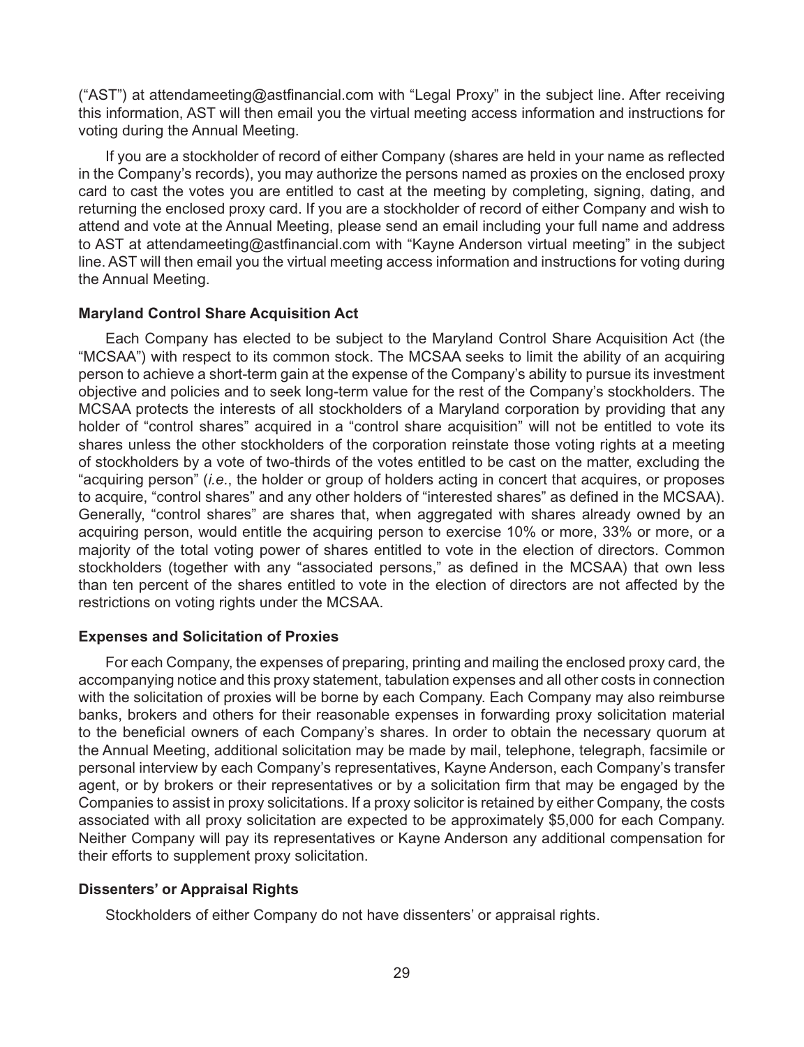("AST") at attendameeting@astfinancial.com with "Legal Proxy" in the subject line. After receiving this information, AST will then email you the virtual meeting access information and instructions for voting during the Annual Meeting.

If you are a stockholder of record of either Company (shares are held in your name as reflected in the Company's records), you may authorize the persons named as proxies on the enclosed proxy card to cast the votes you are entitled to cast at the meeting by completing, signing, dating, and returning the enclosed proxy card. If you are a stockholder of record of either Company and wish to attend and vote at the Annual Meeting, please send an email including your full name and address to AST at attendameeting@astfinancial.com with "Kayne Anderson virtual meeting" in the subject line. AST will then email you the virtual meeting access information and instructions for voting during the Annual Meeting.

**Maryland Control Share Acquisition Act**

Each Company has elected to be subject to the Maryland Control Share Acquisition Act (the "MCSAA") with respect to its common stock. The MCSAA seeks to limit the ability of an acquiring person to achieve a short-term gain at the expense of the Company's ability to pursue its investment objective and policies and to seek long-term value for the rest of the Company's stockholders. The MCSAA protects the interests of all stockholders of a Maryland corporation by providing that any holder of "control shares" acquired in a "control share acquisition" will not be entitled to vote its shares unless the other stockholders of the corporation reinstate those voting rights at a meeting of stockholders by a vote of two-thirds of the votes entitled to be cast on the matter, excluding the "acquiring person" (*i.e.*, the holder or group of holders acting in concert that acquires, or proposes to acquire, "control shares" and any other holders of "interested shares" as defined in the MCSAA). Generally, "control shares" are shares that, when aggregated with shares already owned by an acquiring person, would entitle the acquiring person to exercise 10% or more, 33% or more, or a majority of the total voting power of shares entitled to vote in the election of directors. Common stockholders (together with any "associated persons," as defined in the MCSAA) that own less than ten percent of the shares entitled to vote in the election of directors are not affected by the restrictions on voting rights under the MCSAA.

**Expenses and Solicitation of Proxies**

For each Company, the expenses of preparing, printing and mailing the enclosed proxy card, the accompanying notice and this proxy statement, tabulation expenses and all other costs in connection with the solicitation of proxies will be borne by each Company. Each Company may also reimburse banks, brokers and others for their reasonable expenses in forwarding proxy solicitation material to the beneficial owners of each Company's shares. In order to obtain the necessary quorum at the Annual Meeting, additional solicitation may be made by mail, telephone, telegraph, facsimile or personal interview by each Company's representatives, Kayne Anderson, each Company's transfer agent, or by brokers or their representatives or by a solicitation firm that may be engaged by the Companies to assist in proxy solicitations. If a proxy solicitor is retained by either Company, the costs associated with all proxy solicitation are expected to be approximately $5,000 for each Company. Neither Company will pay its representatives or Kayne Anderson any additional compensation for their efforts to supplement proxy solicitation.

**Dissenters' or Appraisal Rights**

Stockholders of either Company do not have dissenters' or appraisal rights.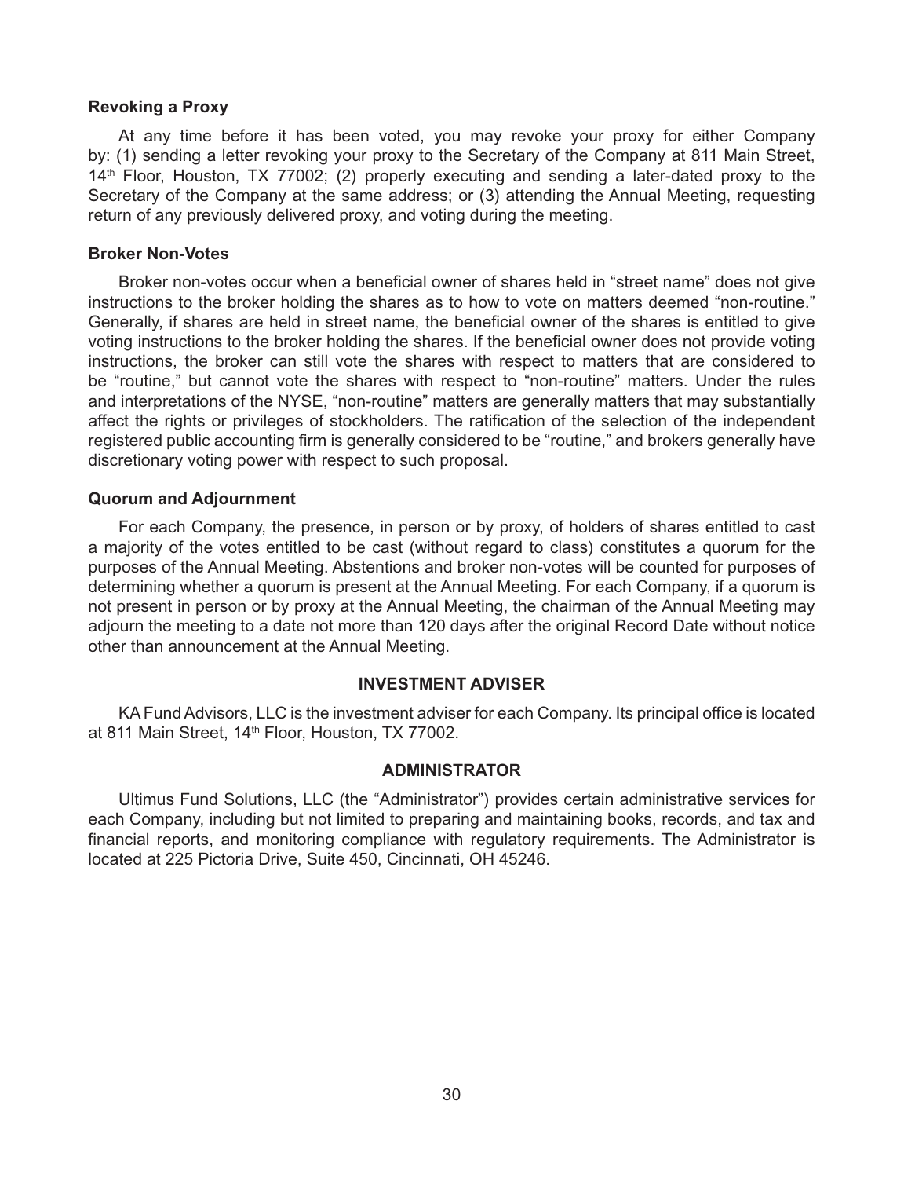### Revoking a Proxy

At any time before it has been voted, you may revoke your proxy for either Company by: (1) sending a letter revoking your proxy to the Secretary of the Company at 811 Main Street, 14th Floor, Houston, TX 77002; (2) properly executing and sending a later-dated proxy to the Secretary of the Company at the same address; or (3) attending the Annual Meeting, requesting return of any previously delivered proxy, and voting during the meeting.

### Broker Non-Votes

Broker non-votes occur when a beneficial owner of shares held in "street name" does not give instructions to the broker holding the shares as to how to vote on matters deemed "non-routine." Generally, if shares are held in street name, the beneficial owner of the shares is entitled to give voting instructions to the broker holding the shares. If the beneficial owner does not provide voting instructions, the broker can still vote the shares with respect to matters that are considered to be "routine," but cannot vote the shares with respect to "non-routine" matters. Under the rules and interpretations of the NYSE, "non-routine" matters are generally matters that may substantially affect the rights or privileges of stockholders. The ratification of the selection of the independent registered public accounting firm is generally considered to be "routine," and brokers generally have discretionary voting power with respect to such proposal.

### Quorum and Adjournment

For each Company, the presence, in person or by proxy, of holders of shares entitled to cast a majority of the votes entitled to be cast (without regard to class) constitutes a quorum for the purposes of the Annual Meeting. Abstentions and broker non-votes will be counted for purposes of determining whether a quorum is present at the Annual Meeting. For each Company, if a quorum is not present in person or by proxy at the Annual Meeting, the chairman of the Annual Meeting may adjourn the meeting to a date not more than 120 days after the original Record Date without notice other than announcement at the Annual Meeting.

## INVESTMENT ADVISER

KA Fund Advisors, LLC is the investment adviser for each Company. Its principal office is located at 811 Main Street, 14th Floor, Houston, TX 77002.

## ADMINISTRATOR

Ultimus Fund Solutions, LLC (the "Administrator") provides certain administrative services for each Company, including but not limited to preparing and maintaining books, records, and tax and financial reports, and monitoring compliance with regulatory requirements. The Administrator is located at 225 Pictoria Drive, Suite 450, Cincinnati, OH 45246.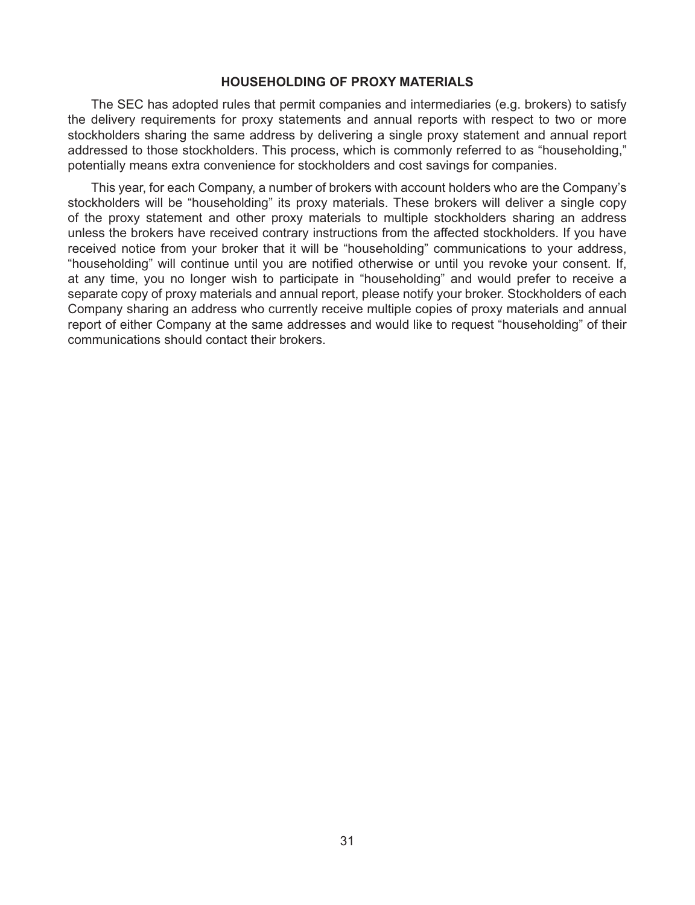## HOUSEHOLDING OF PROXY MATERIALS

The SEC has adopted rules that permit companies and intermediaries (e.g. brokers) to satisfy the delivery requirements for proxy statements and annual reports with respect to two or more stockholders sharing the same address by delivering a single proxy statement and annual report addressed to those stockholders. This process, which is commonly referred to as "householding," potentially means extra convenience for stockholders and cost savings for companies.

This year, for each Company, a number of brokers with account holders who are the Company's stockholders will be "householding" its proxy materials. These brokers will deliver a single copy of the proxy statement and other proxy materials to multiple stockholders sharing an address unless the brokers have received contrary instructions from the affected stockholders. If you have received notice from your broker that it will be "householding" communications to your address, "householding" will continue until you are notified otherwise or until you revoke your consent. If, at any time, you no longer wish to participate in "householding" and would prefer to receive a separate copy of proxy materials and annual report, please notify your broker. Stockholders of each Company sharing an address who currently receive multiple copies of proxy materials and annual report of either Company at the same addresses and would like to request "householding" of their communications should contact their brokers.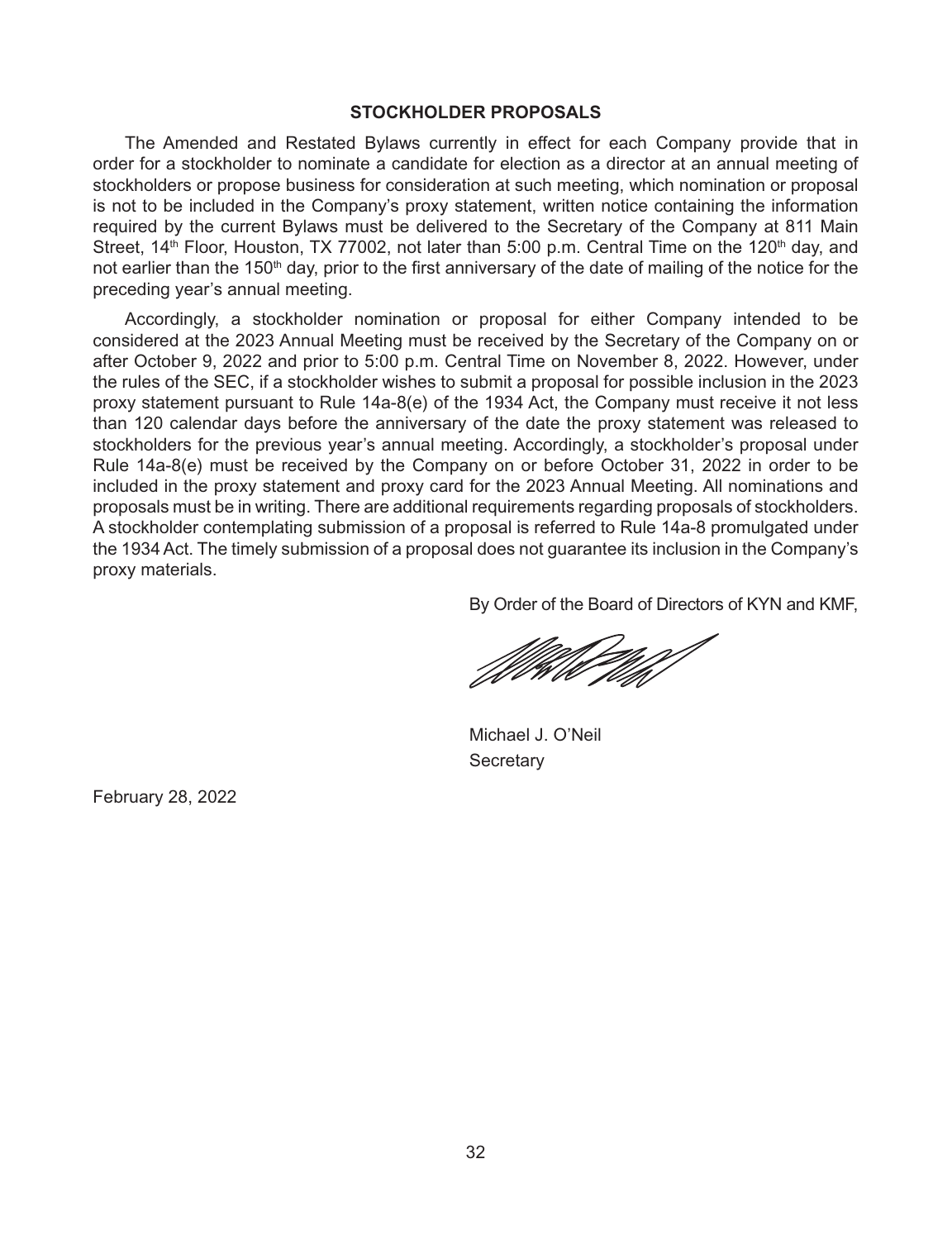## STOCKHOLDER PROPOSALS

The Amended and Restated Bylaws currently in effect for each Company provide that in order for a stockholder to nominate a candidate for election as a director at an annual meeting of stockholders or propose business for consideration at such meeting, which nomination or proposal is not to be included in the Company's proxy statement, written notice containing the information required by the current Bylaws must be delivered to the Secretary of the Company at 811 Main Street, 14th Floor, Houston, TX 77002, not later than 5:00 p.m. Central Time on the 120th day, and not earlier than the 150th day, prior to the first anniversary of the date of mailing of the notice for the preceding year's annual meeting.

Accordingly, a stockholder nomination or proposal for either Company intended to be considered at the 2023 Annual Meeting must be received by the Secretary of the Company on or after October 9, 2022 and prior to 5:00 p.m. Central Time on November 8, 2022. However, under the rules of the SEC, if a stockholder wishes to submit a proposal for possible inclusion in the 2023 proxy statement pursuant to Rule 14a-8(e) of the 1934 Act, the Company must receive it not less than 120 calendar days before the anniversary of the date the proxy statement was released to stockholders for the previous year's annual meeting. Accordingly, a stockholder's proposal under Rule 14a-8(e) must be received by the Company on or before October 31, 2022 in order to be included in the proxy statement and proxy card for the 2023 Annual Meeting. All nominations and proposals must be in writing. There are additional requirements regarding proposals of stockholders. A stockholder contemplating submission of a proposal is referred to Rule 14a-8 promulgated under the 1934 Act. The timely submission of a proposal does not guarantee its inclusion in the Company's proxy materials.

By Order of the Board of Directors of KYN and KMF,

Michael J. O'Neil
Secretary

February 28, 2022